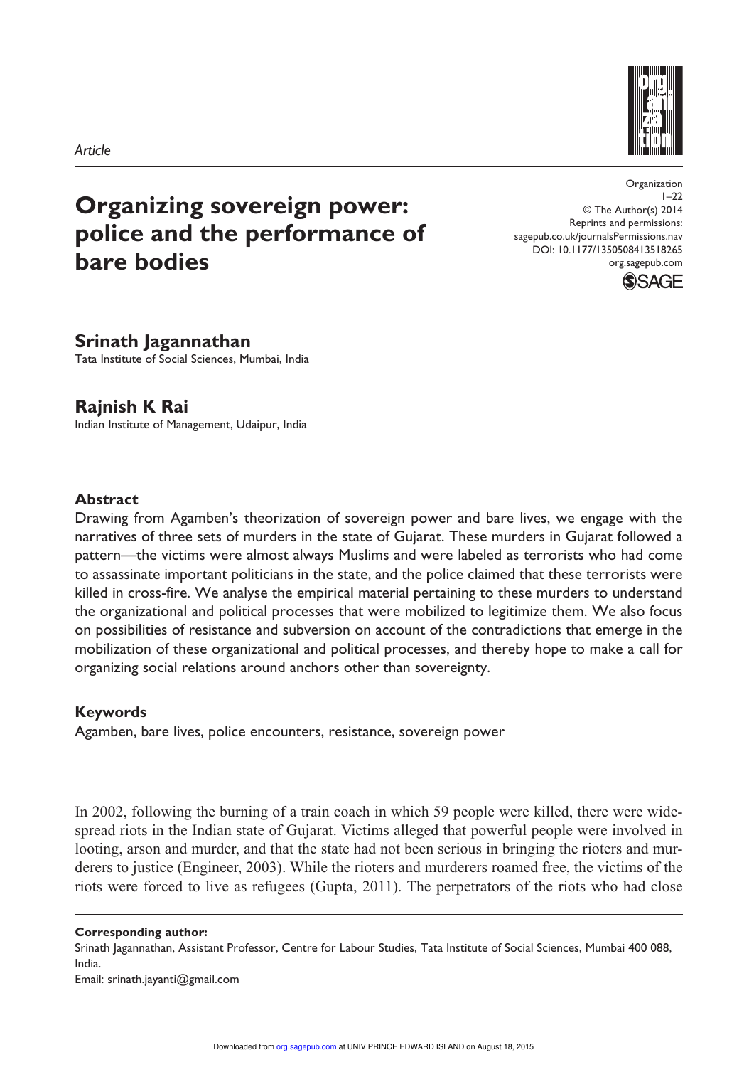*Article*

# Organizing sovereign power: police and the performance of bare bodies

Organization
1–22
© The Author(s) 2014
Reprints and permissions:
sagepub.co.uk/journalsPermissions.nav
DOI: 10.1177/1350508413518265
org.sagepub.com

**Srinath Jagannathan**
Tata Institute of Social Sciences, Mumbai, India

**Rajnish K Rai**
Indian Institute of Management, Udaipur, India

## Abstract

Drawing from Agamben's theorization of sovereign power and bare lives, we engage with the narratives of three sets of murders in the state of Gujarat. These murders in Gujarat followed a pattern—the victims were almost always Muslims and were labeled as terrorists who had come to assassinate important politicians in the state, and the police claimed that these terrorists were killed in cross-fire. We analyse the empirical material pertaining to these murders to understand the organizational and political processes that were mobilized to legitimize them. We also focus on possibilities of resistance and subversion on account of the contradictions that emerge in the mobilization of these organizational and political processes, and thereby hope to make a call for organizing social relations around anchors other than sovereignty.

## Keywords

Agamben, bare lives, police encounters, resistance, sovereign power

In 2002, following the burning of a train coach in which 59 people were killed, there were widespread riots in the Indian state of Gujarat. Victims alleged that powerful people were involved in looting, arson and murder, and that the state had not been serious in bringing the rioters and murderers to justice (Engineer, 2003). While the rioters and murderers roamed free, the victims of the riots were forced to live as refugees (Gupta, 2011). The perpetrators of the riots who had close

**Corresponding author:**
Srinath Jagannathan, Assistant Professor, Centre for Labour Studies, Tata Institute of Social Sciences, Mumbai 400 088, India.
Email: srinath.jayanti@gmail.com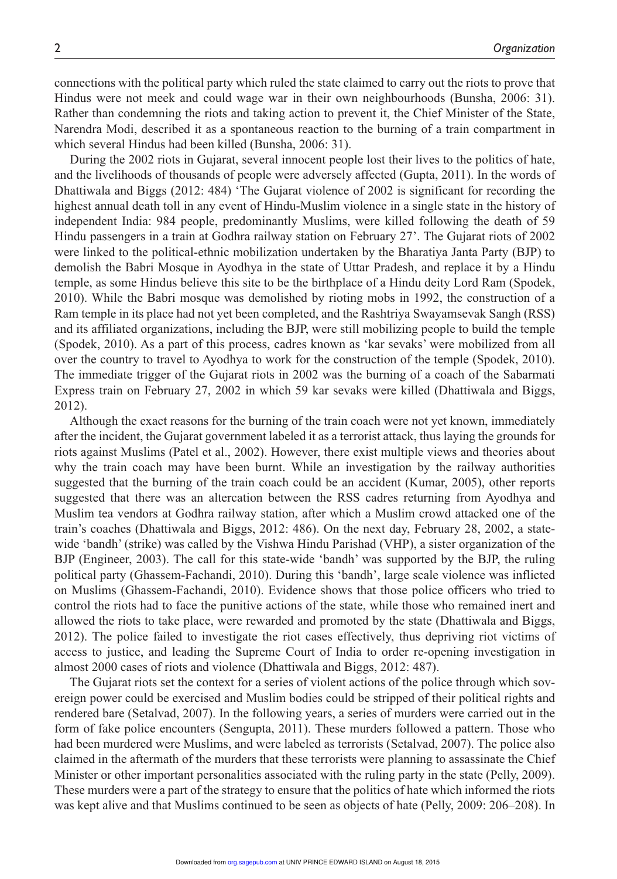connections with the political party which ruled the state claimed to carry out the riots to prove that Hindus were not meek and could wage war in their own neighbourhoods (Bunsha, 2006: 31). Rather than condemning the riots and taking action to prevent it, the Chief Minister of the State, Narendra Modi, described it as a spontaneous reaction to the burning of a train compartment in which several Hindus had been killed (Bunsha, 2006: 31).

During the 2002 riots in Gujarat, several innocent people lost their lives to the politics of hate, and the livelihoods of thousands of people were adversely affected (Gupta, 2011). In the words of Dhattiwala and Biggs (2012: 484) 'The Gujarat violence of 2002 is significant for recording the highest annual death toll in any event of Hindu-Muslim violence in a single state in the history of independent India: 984 people, predominantly Muslims, were killed following the death of 59 Hindu passengers in a train at Godhra railway station on February 27'. The Gujarat riots of 2002 were linked to the political-ethnic mobilization undertaken by the Bharatiya Janta Party (BJP) to demolish the Babri Mosque in Ayodhya in the state of Uttar Pradesh, and replace it by a Hindu temple, as some Hindus believe this site to be the birthplace of a Hindu deity Lord Ram (Spodek, 2010). While the Babri mosque was demolished by rioting mobs in 1992, the construction of a Ram temple in its place had not yet been completed, and the Rashtriya Swayamsevak Sangh (RSS) and its affiliated organizations, including the BJP, were still mobilizing people to build the temple (Spodek, 2010). As a part of this process, cadres known as 'kar sevaks' were mobilized from all over the country to travel to Ayodhya to work for the construction of the temple (Spodek, 2010). The immediate trigger of the Gujarat riots in 2002 was the burning of a coach of the Sabarmati Express train on February 27, 2002 in which 59 kar sevaks were killed (Dhattiwala and Biggs, 2012).

Although the exact reasons for the burning of the train coach were not yet known, immediately after the incident, the Gujarat government labeled it as a terrorist attack, thus laying the grounds for riots against Muslims (Patel et al., 2002). However, there exist multiple views and theories about why the train coach may have been burnt. While an investigation by the railway authorities suggested that the burning of the train coach could be an accident (Kumar, 2005), other reports suggested that there was an altercation between the RSS cadres returning from Ayodhya and Muslim tea vendors at Godhra railway station, after which a Muslim crowd attacked one of the train's coaches (Dhattiwala and Biggs, 2012: 486). On the next day, February 28, 2002, a state-wide 'bandh' (strike) was called by the Vishwa Hindu Parishad (VHP), a sister organization of the BJP (Engineer, 2003). The call for this state-wide 'bandh' was supported by the BJP, the ruling political party (Ghassem-Fachandi, 2010). During this 'bandh', large scale violence was inflicted on Muslims (Ghassem-Fachandi, 2010). Evidence shows that those police officers who tried to control the riots had to face the punitive actions of the state, while those who remained inert and allowed the riots to take place, were rewarded and promoted by the state (Dhattiwala and Biggs, 2012). The police failed to investigate the riot cases effectively, thus depriving riot victims of access to justice, and leading the Supreme Court of India to order re-opening investigation in almost 2000 cases of riots and violence (Dhattiwala and Biggs, 2012: 487).

The Gujarat riots set the context for a series of violent actions of the police through which sovereign power could be exercised and Muslim bodies could be stripped of their political rights and rendered bare (Setalvad, 2007). In the following years, a series of murders were carried out in the form of fake police encounters (Sengupta, 2011). These murders followed a pattern. Those who had been murdered were Muslims, and were labeled as terrorists (Setalvad, 2007). The police also claimed in the aftermath of the murders that these terrorists were planning to assassinate the Chief Minister or other important personalities associated with the ruling party in the state (Pelly, 2009). These murders were a part of the strategy to ensure that the politics of hate which informed the riots was kept alive and that Muslims continued to be seen as objects of hate (Pelly, 2009: 206–208). In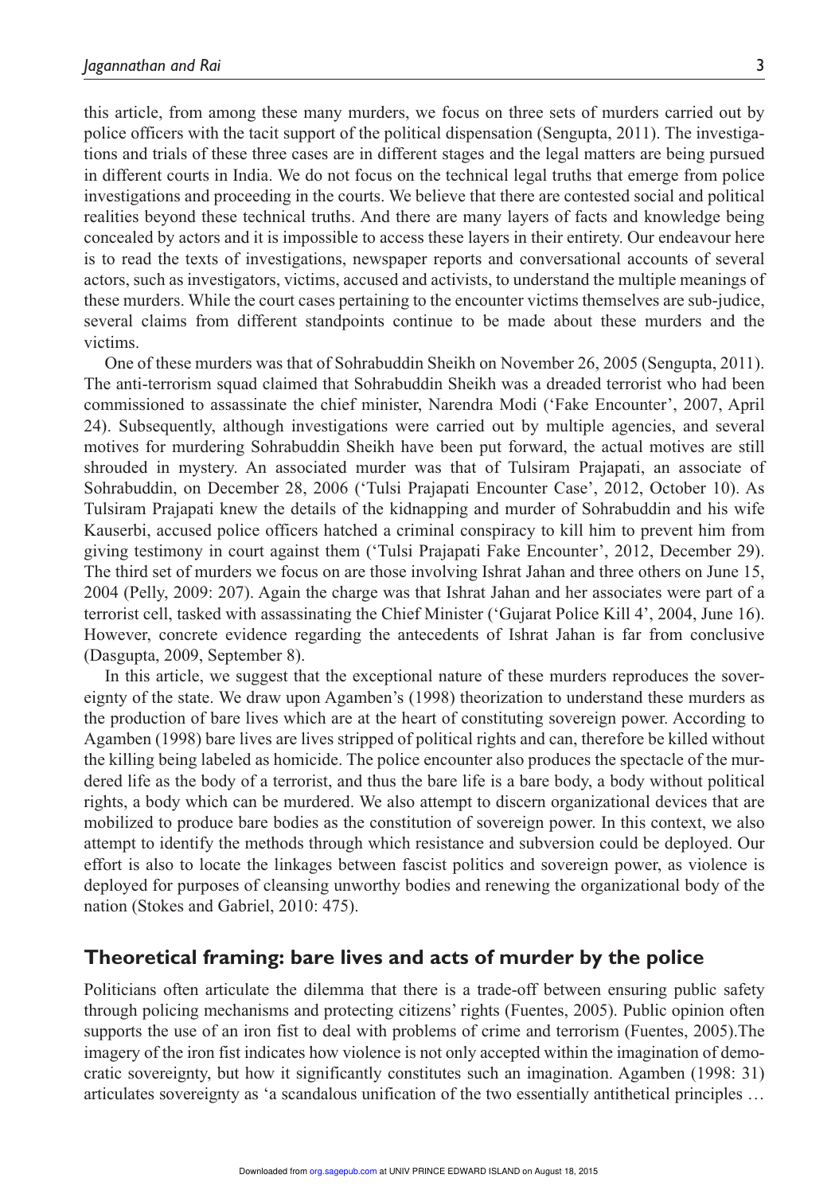this article, from among these many murders, we focus on three sets of murders carried out by police officers with the tacit support of the political dispensation (Sengupta, 2011). The investigations and trials of these three cases are in different stages and the legal matters are being pursued in different courts in India. We do not focus on the technical legal truths that emerge from police investigations and proceeding in the courts. We believe that there are contested social and political realities beyond these technical truths. And there are many layers of facts and knowledge being concealed by actors and it is impossible to access these layers in their entirety. Our endeavour here is to read the texts of investigations, newspaper reports and conversational accounts of several actors, such as investigators, victims, accused and activists, to understand the multiple meanings of these murders. While the court cases pertaining to the encounter victims themselves are sub-judice, several claims from different standpoints continue to be made about these murders and the victims.

One of these murders was that of Sohrabuddin Sheikh on November 26, 2005 (Sengupta, 2011). The anti-terrorism squad claimed that Sohrabuddin Sheikh was a dreaded terrorist who had been commissioned to assassinate the chief minister, Narendra Modi ('Fake Encounter', 2007, April 24). Subsequently, although investigations were carried out by multiple agencies, and several motives for murdering Sohrabuddin Sheikh have been put forward, the actual motives are still shrouded in mystery. An associated murder was that of Tulsiram Prajapati, an associate of Sohrabuddin, on December 28, 2006 ('Tulsi Prajapati Encounter Case', 2012, October 10). As Tulsiram Prajapati knew the details of the kidnapping and murder of Sohrabuddin and his wife Kauserbi, accused police officers hatched a criminal conspiracy to kill him to prevent him from giving testimony in court against them ('Tulsi Prajapati Fake Encounter', 2012, December 29). The third set of murders we focus on are those involving Ishrat Jahan and three others on June 15, 2004 (Pelly, 2009: 207). Again the charge was that Ishrat Jahan and her associates were part of a terrorist cell, tasked with assassinating the Chief Minister ('Gujarat Police Kill 4', 2004, June 16). However, concrete evidence regarding the antecedents of Ishrat Jahan is far from conclusive (Dasgupta, 2009, September 8).

In this article, we suggest that the exceptional nature of these murders reproduces the sovereignty of the state. We draw upon Agamben's (1998) theorization to understand these murders as the production of bare lives which are at the heart of constituting sovereign power. According to Agamben (1998) bare lives are lives stripped of political rights and can, therefore be killed without the killing being labeled as homicide. The police encounter also produces the spectacle of the murdered life as the body of a terrorist, and thus the bare life is a bare body, a body without political rights, a body which can be murdered. We also attempt to discern organizational devices that are mobilized to produce bare bodies as the constitution of sovereign power. In this context, we also attempt to identify the methods through which resistance and subversion could be deployed. Our effort is also to locate the linkages between fascist politics and sovereign power, as violence is deployed for purposes of cleansing unworthy bodies and renewing the organizational body of the nation (Stokes and Gabriel, 2010: 475).

## Theoretical framing: bare lives and acts of murder by the police

Politicians often articulate the dilemma that there is a trade-off between ensuring public safety through policing mechanisms and protecting citizens' rights (Fuentes, 2005). Public opinion often supports the use of an iron fist to deal with problems of crime and terrorism (Fuentes, 2005).The imagery of the iron fist indicates how violence is not only accepted within the imagination of democratic sovereignty, but how it significantly constitutes such an imagination. Agamben (1998: 31) articulates sovereignty as 'a scandalous unification of the two essentially antithetical principles …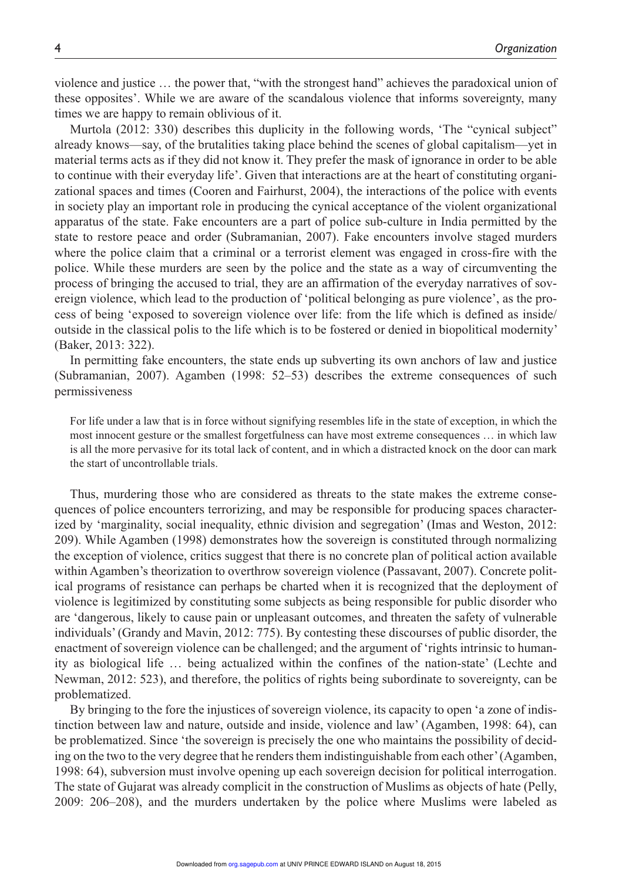violence and justice … the power that, "with the strongest hand" achieves the paradoxical union of these opposites'. While we are aware of the scandalous violence that informs sovereignty, many times we are happy to remain oblivious of it.

Murtola (2012: 330) describes this duplicity in the following words, 'The "cynical subject" already knows—say, of the brutalities taking place behind the scenes of global capitalism—yet in material terms acts as if they did not know it. They prefer the mask of ignorance in order to be able to continue with their everyday life'. Given that interactions are at the heart of constituting organizational spaces and times (Cooren and Fairhurst, 2004), the interactions of the police with events in society play an important role in producing the cynical acceptance of the violent organizational apparatus of the state. Fake encounters are a part of police sub-culture in India permitted by the state to restore peace and order (Subramanian, 2007). Fake encounters involve staged murders where the police claim that a criminal or a terrorist element was engaged in cross-fire with the police. While these murders are seen by the police and the state as a way of circumventing the process of bringing the accused to trial, they are an affirmation of the everyday narratives of sovereign violence, which lead to the production of 'political belonging as pure violence', as the process of being 'exposed to sovereign violence over life: from the life which is defined as inside/outside in the classical polis to the life which is to be fostered or denied in biopolitical modernity' (Baker, 2013: 322).

In permitting fake encounters, the state ends up subverting its own anchors of law and justice (Subramanian, 2007). Agamben (1998: 52–53) describes the extreme consequences of such permissiveness

> For life under a law that is in force without signifying resembles life in the state of exception, in which the most innocent gesture or the smallest forgetfulness can have most extreme consequences … in which law is all the more pervasive for its total lack of content, and in which a distracted knock on the door can mark the start of uncontrollable trials.

Thus, murdering those who are considered as threats to the state makes the extreme consequences of police encounters terrorizing, and may be responsible for producing spaces characterized by 'marginality, social inequality, ethnic division and segregation' (Imas and Weston, 2012: 209). While Agamben (1998) demonstrates how the sovereign is constituted through normalizing the exception of violence, critics suggest that there is no concrete plan of political action available within Agamben's theorization to overthrow sovereign violence (Passavant, 2007). Concrete political programs of resistance can perhaps be charted when it is recognized that the deployment of violence is legitimized by constituting some subjects as being responsible for public disorder who are 'dangerous, likely to cause pain or unpleasant outcomes, and threaten the safety of vulnerable individuals' (Grandy and Mavin, 2012: 775). By contesting these discourses of public disorder, the enactment of sovereign violence can be challenged; and the argument of 'rights intrinsic to humanity as biological life … being actualized within the confines of the nation-state' (Lechte and Newman, 2012: 523), and therefore, the politics of rights being subordinate to sovereignty, can be problematized.

By bringing to the fore the injustices of sovereign violence, its capacity to open 'a zone of indistinction between law and nature, outside and inside, violence and law' (Agamben, 1998: 64), can be problematized. Since 'the sovereign is precisely the one who maintains the possibility of deciding on the two to the very degree that he renders them indistinguishable from each other' (Agamben, 1998: 64), subversion must involve opening up each sovereign decision for political interrogation. The state of Gujarat was already complicit in the construction of Muslims as objects of hate (Pelly, 2009: 206–208), and the murders undertaken by the police where Muslims were labeled as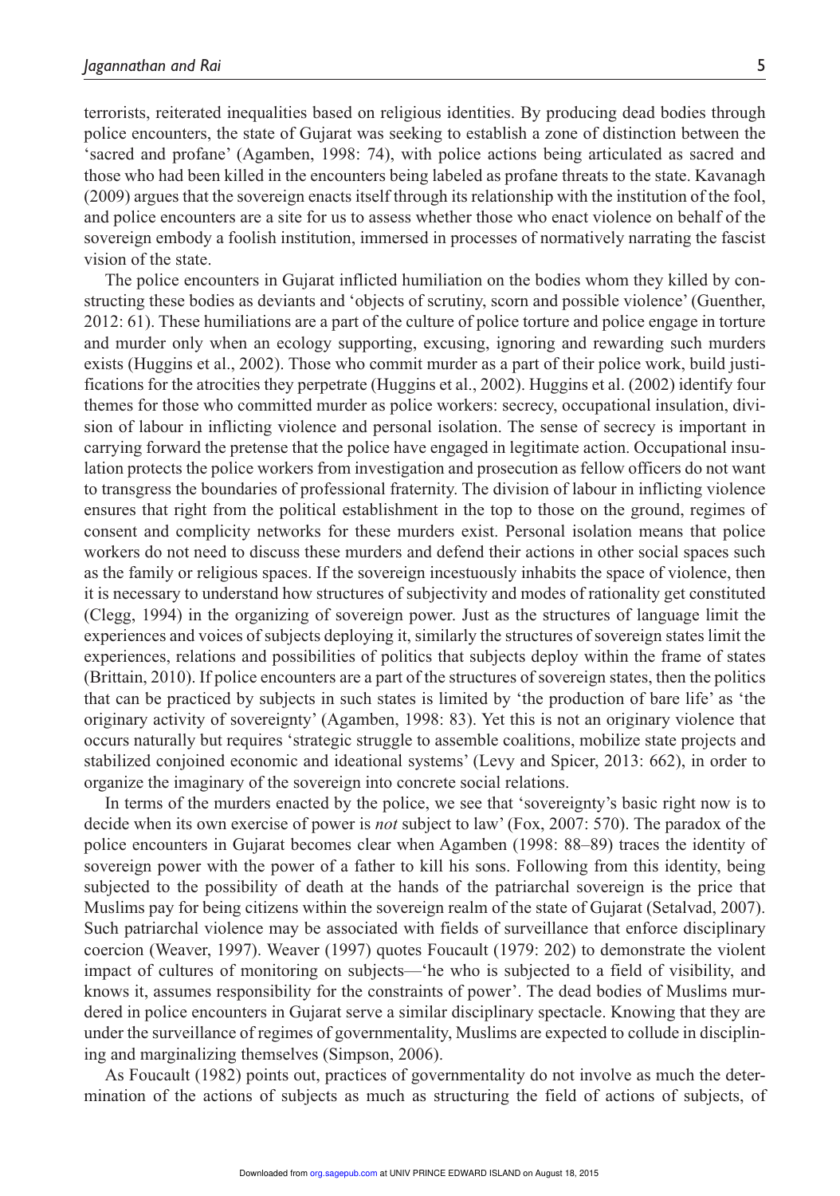terrorists, reiterated inequalities based on religious identities. By producing dead bodies through police encounters, the state of Gujarat was seeking to establish a zone of distinction between the 'sacred and profane' (Agamben, 1998: 74), with police actions being articulated as sacred and those who had been killed in the encounters being labeled as profane threats to the state. Kavanagh (2009) argues that the sovereign enacts itself through its relationship with the institution of the fool, and police encounters are a site for us to assess whether those who enact violence on behalf of the sovereign embody a foolish institution, immersed in processes of normatively narrating the fascist vision of the state.

The police encounters in Gujarat inflicted humiliation on the bodies whom they killed by constructing these bodies as deviants and 'objects of scrutiny, scorn and possible violence' (Guenther, 2012: 61). These humiliations are a part of the culture of police torture and police engage in torture and murder only when an ecology supporting, excusing, ignoring and rewarding such murders exists (Huggins et al., 2002). Those who commit murder as a part of their police work, build justifications for the atrocities they perpetrate (Huggins et al., 2002). Huggins et al. (2002) identify four themes for those who committed murder as police workers: secrecy, occupational insulation, division of labour in inflicting violence and personal isolation. The sense of secrecy is important in carrying forward the pretense that the police have engaged in legitimate action. Occupational insulation protects the police workers from investigation and prosecution as fellow officers do not want to transgress the boundaries of professional fraternity. The division of labour in inflicting violence ensures that right from the political establishment in the top to those on the ground, regimes of consent and complicity networks for these murders exist. Personal isolation means that police workers do not need to discuss these murders and defend their actions in other social spaces such as the family or religious spaces. If the sovereign incestuously inhabits the space of violence, then it is necessary to understand how structures of subjectivity and modes of rationality get constituted (Clegg, 1994) in the organizing of sovereign power. Just as the structures of language limit the experiences and voices of subjects deploying it, similarly the structures of sovereign states limit the experiences, relations and possibilities of politics that subjects deploy within the frame of states (Brittain, 2010). If police encounters are a part of the structures of sovereign states, then the politics that can be practiced by subjects in such states is limited by 'the production of bare life' as 'the originary activity of sovereignty' (Agamben, 1998: 83). Yet this is not an originary violence that occurs naturally but requires 'strategic struggle to assemble coalitions, mobilize state projects and stabilized conjoined economic and ideational systems' (Levy and Spicer, 2013: 662), in order to organize the imaginary of the sovereign into concrete social relations.

In terms of the murders enacted by the police, we see that 'sovereignty's basic right now is to decide when its own exercise of power is *not* subject to law' (Fox, 2007: 570). The paradox of the police encounters in Gujarat becomes clear when Agamben (1998: 88–89) traces the identity of sovereign power with the power of a father to kill his sons. Following from this identity, being subjected to the possibility of death at the hands of the patriarchal sovereign is the price that Muslims pay for being citizens within the sovereign realm of the state of Gujarat (Setalvad, 2007). Such patriarchal violence may be associated with fields of surveillance that enforce disciplinary coercion (Weaver, 1997). Weaver (1997) quotes Foucault (1979: 202) to demonstrate the violent impact of cultures of monitoring on subjects—'he who is subjected to a field of visibility, and knows it, assumes responsibility for the constraints of power'. The dead bodies of Muslims murdered in police encounters in Gujarat serve a similar disciplinary spectacle. Knowing that they are under the surveillance of regimes of governmentality, Muslims are expected to collude in disciplining and marginalizing themselves (Simpson, 2006).

As Foucault (1982) points out, practices of governmentality do not involve as much the determination of the actions of subjects as much as structuring the field of actions of subjects, of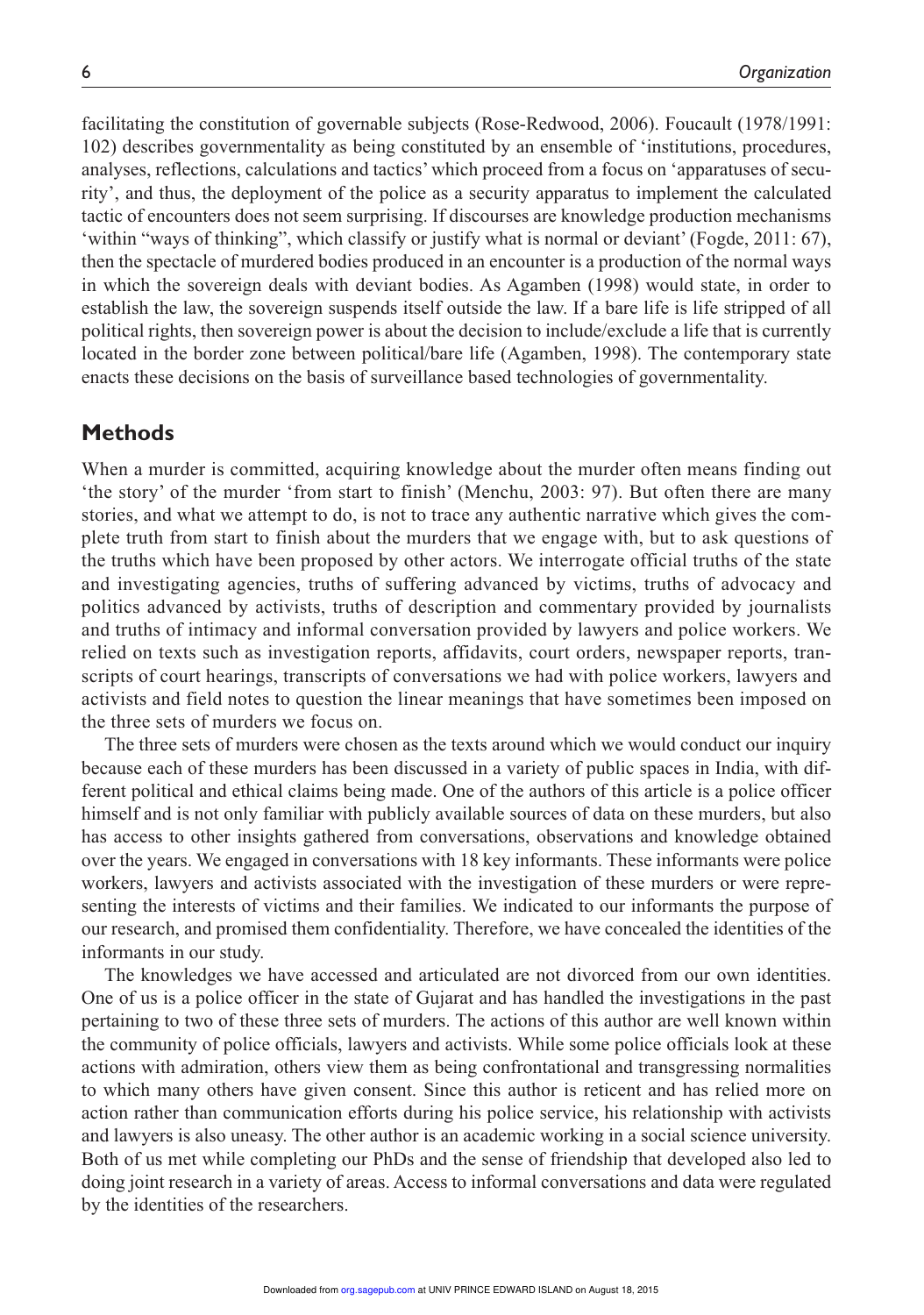facilitating the constitution of governable subjects (Rose-Redwood, 2006). Foucault (1978/1991: 102) describes governmentality as being constituted by an ensemble of 'institutions, procedures, analyses, reflections, calculations and tactics' which proceed from a focus on 'apparatuses of security', and thus, the deployment of the police as a security apparatus to implement the calculated tactic of encounters does not seem surprising. If discourses are knowledge production mechanisms 'within "ways of thinking", which classify or justify what is normal or deviant' (Fogde, 2011: 67), then the spectacle of murdered bodies produced in an encounter is a production of the normal ways in which the sovereign deals with deviant bodies. As Agamben (1998) would state, in order to establish the law, the sovereign suspends itself outside the law. If a bare life is life stripped of all political rights, then sovereign power is about the decision to include/exclude a life that is currently located in the border zone between political/bare life (Agamben, 1998). The contemporary state enacts these decisions on the basis of surveillance based technologies of governmentality.

## Methods

When a murder is committed, acquiring knowledge about the murder often means finding out 'the story' of the murder 'from start to finish' (Menchu, 2003: 97). But often there are many stories, and what we attempt to do, is not to trace any authentic narrative which gives the complete truth from start to finish about the murders that we engage with, but to ask questions of the truths which have been proposed by other actors. We interrogate official truths of the state and investigating agencies, truths of suffering advanced by victims, truths of advocacy and politics advanced by activists, truths of description and commentary provided by journalists and truths of intimacy and informal conversation provided by lawyers and police workers. We relied on texts such as investigation reports, affidavits, court orders, newspaper reports, transcripts of court hearings, transcripts of conversations we had with police workers, lawyers and activists and field notes to question the linear meanings that have sometimes been imposed on the three sets of murders we focus on.

The three sets of murders were chosen as the texts around which we would conduct our inquiry because each of these murders has been discussed in a variety of public spaces in India, with different political and ethical claims being made. One of the authors of this article is a police officer himself and is not only familiar with publicly available sources of data on these murders, but also has access to other insights gathered from conversations, observations and knowledge obtained over the years. We engaged in conversations with 18 key informants. These informants were police workers, lawyers and activists associated with the investigation of these murders or were representing the interests of victims and their families. We indicated to our informants the purpose of our research, and promised them confidentiality. Therefore, we have concealed the identities of the informants in our study.

The knowledges we have accessed and articulated are not divorced from our own identities. One of us is a police officer in the state of Gujarat and has handled the investigations in the past pertaining to two of these three sets of murders. The actions of this author are well known within the community of police officials, lawyers and activists. While some police officials look at these actions with admiration, others view them as being confrontational and transgressing normalities to which many others have given consent. Since this author is reticent and has relied more on action rather than communication efforts during his police service, his relationship with activists and lawyers is also uneasy. The other author is an academic working in a social science university. Both of us met while completing our PhDs and the sense of friendship that developed also led to doing joint research in a variety of areas. Access to informal conversations and data were regulated by the identities of the researchers.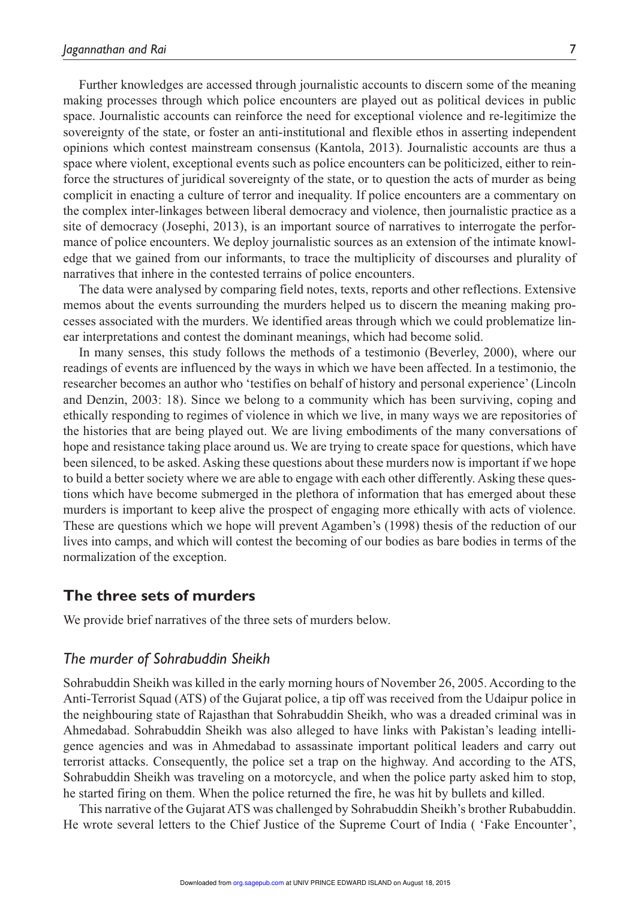Further knowledges are accessed through journalistic accounts to discern some of the meaning making processes through which police encounters are played out as political devices in public space. Journalistic accounts can reinforce the need for exceptional violence and re-legitimize the sovereignty of the state, or foster an anti-institutional and flexible ethos in asserting independent opinions which contest mainstream consensus (Kantola, 2013). Journalistic accounts are thus a space where violent, exceptional events such as police encounters can be politicized, either to reinforce the structures of juridical sovereignty of the state, or to question the acts of murder as being complicit in enacting a culture of terror and inequality. If police encounters are a commentary on the complex inter-linkages between liberal democracy and violence, then journalistic practice as a site of democracy (Josephi, 2013), is an important source of narratives to interrogate the performance of police encounters. We deploy journalistic sources as an extension of the intimate knowledge that we gained from our informants, to trace the multiplicity of discourses and plurality of narratives that inhere in the contested terrains of police encounters.

The data were analysed by comparing field notes, texts, reports and other reflections. Extensive memos about the events surrounding the murders helped us to discern the meaning making processes associated with the murders. We identified areas through which we could problematize linear interpretations and contest the dominant meanings, which had become solid.

In many senses, this study follows the methods of a testimonio (Beverley, 2000), where our readings of events are influenced by the ways in which we have been affected. In a testimonio, the researcher becomes an author who 'testifies on behalf of history and personal experience' (Lincoln and Denzin, 2003: 18). Since we belong to a community which has been surviving, coping and ethically responding to regimes of violence in which we live, in many ways we are repositories of the histories that are being played out. We are living embodiments of the many conversations of hope and resistance taking place around us. We are trying to create space for questions, which have been silenced, to be asked. Asking these questions about these murders now is important if we hope to build a better society where we are able to engage with each other differently. Asking these questions which have become submerged in the plethora of information that has emerged about these murders is important to keep alive the prospect of engaging more ethically with acts of violence. These are questions which we hope will prevent Agamben's (1998) thesis of the reduction of our lives into camps, and which will contest the becoming of our bodies as bare bodies in terms of the normalization of the exception.

## The three sets of murders

We provide brief narratives of the three sets of murders below.

### *The murder of Sohrabuddin Sheikh*

Sohrabuddin Sheikh was killed in the early morning hours of November 26, 2005. According to the Anti-Terrorist Squad (ATS) of the Gujarat police, a tip off was received from the Udaipur police in the neighbouring state of Rajasthan that Sohrabuddin Sheikh, who was a dreaded criminal was in Ahmedabad. Sohrabuddin Sheikh was also alleged to have links with Pakistan's leading intelligence agencies and was in Ahmedabad to assassinate important political leaders and carry out terrorist attacks. Consequently, the police set a trap on the highway. And according to the ATS, Sohrabuddin Sheikh was traveling on a motorcycle, and when the police party asked him to stop, he started firing on them. When the police returned the fire, he was hit by bullets and killed.

This narrative of the Gujarat ATS was challenged by Sohrabuddin Sheikh's brother Rubabuddin. He wrote several letters to the Chief Justice of the Supreme Court of India ( 'Fake Encounter',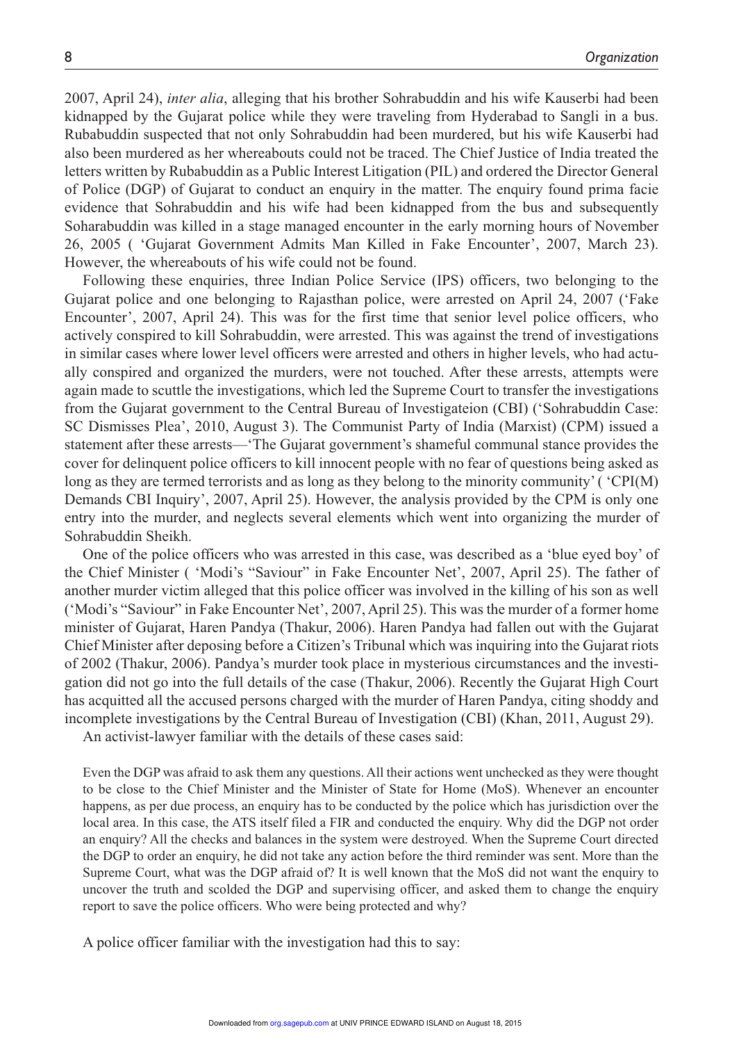2007, April 24), *inter alia*, alleging that his brother Sohrabuddin and his wife Kauserbi had been kidnapped by the Gujarat police while they were traveling from Hyderabad to Sangli in a bus. Rubabuddin suspected that not only Sohrabuddin had been murdered, but his wife Kauserbi had also been murdered as her whereabouts could not be traced. The Chief Justice of India treated the letters written by Rubabuddin as a Public Interest Litigation (PIL) and ordered the Director General of Police (DGP) of Gujarat to conduct an enquiry in the matter. The enquiry found prima facie evidence that Sohrabuddin and his wife had been kidnapped from the bus and subsequently Soharabuddin was killed in a stage managed encounter in the early morning hours of November 26, 2005 ( 'Gujarat Government Admits Man Killed in Fake Encounter', 2007, March 23). However, the whereabouts of his wife could not be found.

Following these enquiries, three Indian Police Service (IPS) officers, two belonging to the Gujarat police and one belonging to Rajasthan police, were arrested on April 24, 2007 ('Fake Encounter', 2007, April 24). This was for the first time that senior level police officers, who actively conspired to kill Sohrabuddin, were arrested. This was against the trend of investigations in similar cases where lower level officers were arrested and others in higher levels, who had actually conspired and organized the murders, were not touched. After these arrests, attempts were again made to scuttle the investigations, which led the Supreme Court to transfer the investigations from the Gujarat government to the Central Bureau of Investigateion (CBI) ('Sohrabuddin Case: SC Dismisses Plea', 2010, August 3). The Communist Party of India (Marxist) (CPM) issued a statement after these arrests—'The Gujarat government's shameful communal stance provides the cover for delinquent police officers to kill innocent people with no fear of questions being asked as long as they are termed terrorists and as long as they belong to the minority community' ( 'CPI(M) Demands CBI Inquiry', 2007, April 25). However, the analysis provided by the CPM is only one entry into the murder, and neglects several elements which went into organizing the murder of Sohrabuddin Sheikh.

One of the police officers who was arrested in this case, was described as a 'blue eyed boy' of the Chief Minister ( 'Modi's "Saviour" in Fake Encounter Net', 2007, April 25). The father of another murder victim alleged that this police officer was involved in the killing of his son as well ('Modi's "Saviour" in Fake Encounter Net', 2007, April 25). This was the murder of a former home minister of Gujarat, Haren Pandya (Thakur, 2006). Haren Pandya had fallen out with the Gujarat Chief Minister after deposing before a Citizen's Tribunal which was inquiring into the Gujarat riots of 2002 (Thakur, 2006). Pandya's murder took place in mysterious circumstances and the investigation did not go into the full details of the case (Thakur, 2006). Recently the Gujarat High Court has acquitted all the accused persons charged with the murder of Haren Pandya, citing shoddy and incomplete investigations by the Central Bureau of Investigation (CBI) (Khan, 2011, August 29).

An activist-lawyer familiar with the details of these cases said:

> Even the DGP was afraid to ask them any questions. All their actions went unchecked as they were thought to be close to the Chief Minister and the Minister of State for Home (MoS). Whenever an encounter happens, as per due process, an enquiry has to be conducted by the police which has jurisdiction over the local area. In this case, the ATS itself filed a FIR and conducted the enquiry. Why did the DGP not order an enquiry? All the checks and balances in the system were destroyed. When the Supreme Court directed the DGP to order an enquiry, he did not take any action before the third reminder was sent. More than the Supreme Court, what was the DGP afraid of? It is well known that the MoS did not want the enquiry to uncover the truth and scolded the DGP and supervising officer, and asked them to change the enquiry report to save the police officers. Who were being protected and why?

A police officer familiar with the investigation had this to say: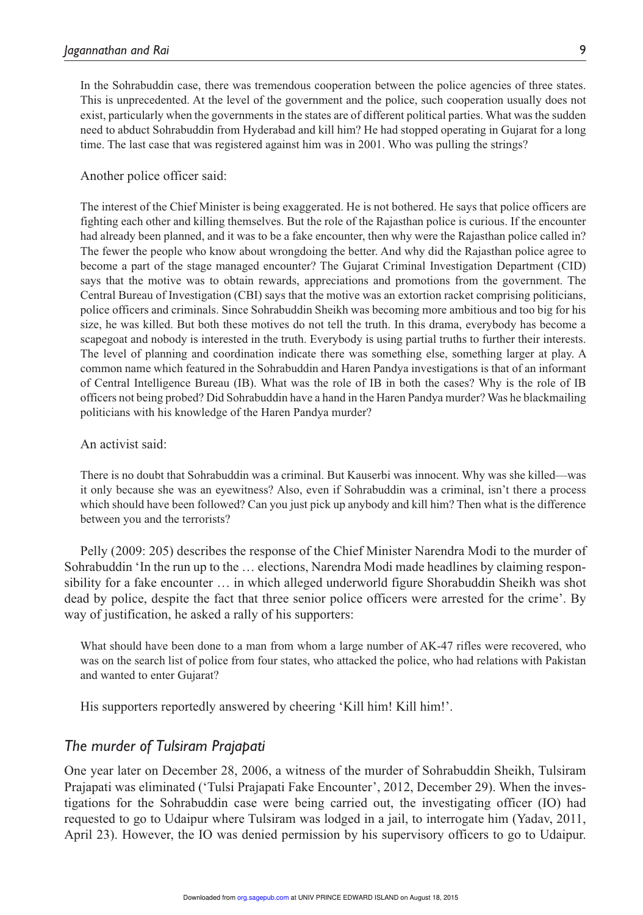> In the Sohrabuddin case, there was tremendous cooperation between the police agencies of three states. This is unprecedented. At the level of the government and the police, such cooperation usually does not exist, particularly when the governments in the states are of different political parties. What was the sudden need to abduct Sohrabuddin from Hyderabad and kill him? He had stopped operating in Gujarat for a long time. The last case that was registered against him was in 2001. Who was pulling the strings?

Another police officer said:

> The interest of the Chief Minister is being exaggerated. He is not bothered. He says that police officers are fighting each other and killing themselves. But the role of the Rajasthan police is curious. If the encounter had already been planned, and it was to be a fake encounter, then why were the Rajasthan police called in? The fewer the people who know about wrongdoing the better. And why did the Rajasthan police agree to become a part of the stage managed encounter? The Gujarat Criminal Investigation Department (CID) says that the motive was to obtain rewards, appreciations and promotions from the government. The Central Bureau of Investigation (CBI) says that the motive was an extortion racket comprising politicians, police officers and criminals. Since Sohrabuddin Sheikh was becoming more ambitious and too big for his size, he was killed. But both these motives do not tell the truth. In this drama, everybody has become a scapegoat and nobody is interested in the truth. Everybody is using partial truths to further their interests. The level of planning and coordination indicate there was something else, something larger at play. A common name which featured in the Sohrabuddin and Haren Pandya investigations is that of an informant of Central Intelligence Bureau (IB). What was the role of IB in both the cases? Why is the role of IB officers not being probed? Did Sohrabuddin have a hand in the Haren Pandya murder? Was he blackmailing politicians with his knowledge of the Haren Pandya murder?

An activist said:

> There is no doubt that Sohrabuddin was a criminal. But Kauserbi was innocent. Why was she killed—was it only because she was an eyewitness? Also, even if Sohrabuddin was a criminal, isn't there a process which should have been followed? Can you just pick up anybody and kill him? Then what is the difference between you and the terrorists?

Pelly (2009: 205) describes the response of the Chief Minister Narendra Modi to the murder of Sohrabuddin 'In the run up to the … elections, Narendra Modi made headlines by claiming responsibility for a fake encounter … in which alleged underworld figure Shorabuddin Sheikh was shot dead by police, despite the fact that three senior police officers were arrested for the crime'. By way of justification, he asked a rally of his supporters:

> What should have been done to a man from whom a large number of AK-47 rifles were recovered, who was on the search list of police from four states, who attacked the police, who had relations with Pakistan and wanted to enter Gujarat?

His supporters reportedly answered by cheering 'Kill him! Kill him!'.

## *The murder of Tulsiram Prajapati*

One year later on December 28, 2006, a witness of the murder of Sohrabuddin Sheikh, Tulsiram Prajapati was eliminated ('Tulsi Prajapati Fake Encounter', 2012, December 29). When the investigations for the Sohrabuddin case were being carried out, the investigating officer (IO) had requested to go to Udaipur where Tulsiram was lodged in a jail, to interrogate him (Yadav, 2011, April 23). However, the IO was denied permission by his supervisory officers to go to Udaipur.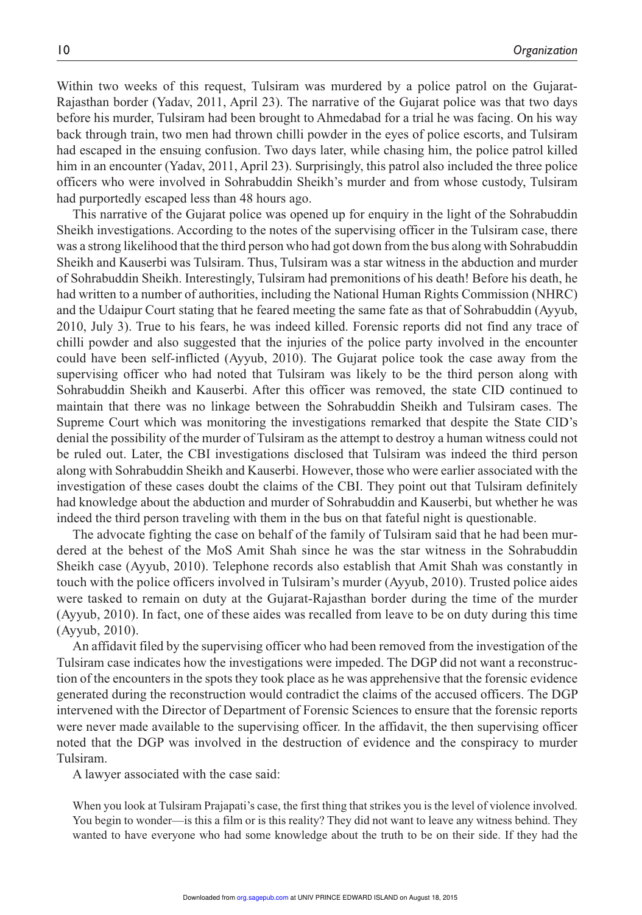Within two weeks of this request, Tulsiram was murdered by a police patrol on the Gujarat-Rajasthan border (Yadav, 2011, April 23). The narrative of the Gujarat police was that two days before his murder, Tulsiram had been brought to Ahmedabad for a trial he was facing. On his way back through train, two men had thrown chilli powder in the eyes of police escorts, and Tulsiram had escaped in the ensuing confusion. Two days later, while chasing him, the police patrol killed him in an encounter (Yadav, 2011, April 23). Surprisingly, this patrol also included the three police officers who were involved in Sohrabuddin Sheikh's murder and from whose custody, Tulsiram had purportedly escaped less than 48 hours ago.

This narrative of the Gujarat police was opened up for enquiry in the light of the Sohrabuddin Sheikh investigations. According to the notes of the supervising officer in the Tulsiram case, there was a strong likelihood that the third person who had got down from the bus along with Sohrabuddin Sheikh and Kauserbi was Tulsiram. Thus, Tulsiram was a star witness in the abduction and murder of Sohrabuddin Sheikh. Interestingly, Tulsiram had premonitions of his death! Before his death, he had written to a number of authorities, including the National Human Rights Commission (NHRC) and the Udaipur Court stating that he feared meeting the same fate as that of Sohrabuddin (Ayyub, 2010, July 3). True to his fears, he was indeed killed. Forensic reports did not find any trace of chilli powder and also suggested that the injuries of the police party involved in the encounter could have been self-inflicted (Ayyub, 2010). The Gujarat police took the case away from the supervising officer who had noted that Tulsiram was likely to be the third person along with Sohrabuddin Sheikh and Kauserbi. After this officer was removed, the state CID continued to maintain that there was no linkage between the Sohrabuddin Sheikh and Tulsiram cases. The Supreme Court which was monitoring the investigations remarked that despite the State CID's denial the possibility of the murder of Tulsiram as the attempt to destroy a human witness could not be ruled out. Later, the CBI investigations disclosed that Tulsiram was indeed the third person along with Sohrabuddin Sheikh and Kauserbi. However, those who were earlier associated with the investigation of these cases doubt the claims of the CBI. They point out that Tulsiram definitely had knowledge about the abduction and murder of Sohrabuddin and Kauserbi, but whether he was indeed the third person traveling with them in the bus on that fateful night is questionable.

The advocate fighting the case on behalf of the family of Tulsiram said that he had been murdered at the behest of the MoS Amit Shah since he was the star witness in the Sohrabuddin Sheikh case (Ayyub, 2010). Telephone records also establish that Amit Shah was constantly in touch with the police officers involved in Tulsiram's murder (Ayyub, 2010). Trusted police aides were tasked to remain on duty at the Gujarat-Rajasthan border during the time of the murder (Ayyub, 2010). In fact, one of these aides was recalled from leave to be on duty during this time (Ayyub, 2010).

An affidavit filed by the supervising officer who had been removed from the investigation of the Tulsiram case indicates how the investigations were impeded. The DGP did not want a reconstruction of the encounters in the spots they took place as he was apprehensive that the forensic evidence generated during the reconstruction would contradict the claims of the accused officers. The DGP intervened with the Director of Department of Forensic Sciences to ensure that the forensic reports were never made available to the supervising officer. In the affidavit, the then supervising officer noted that the DGP was involved in the destruction of evidence and the conspiracy to murder Tulsiram.

A lawyer associated with the case said:

> When you look at Tulsiram Prajapati's case, the first thing that strikes you is the level of violence involved. You begin to wonder—is this a film or is this reality? They did not want to leave any witness behind. They wanted to have everyone who had some knowledge about the truth to be on their side. If they had the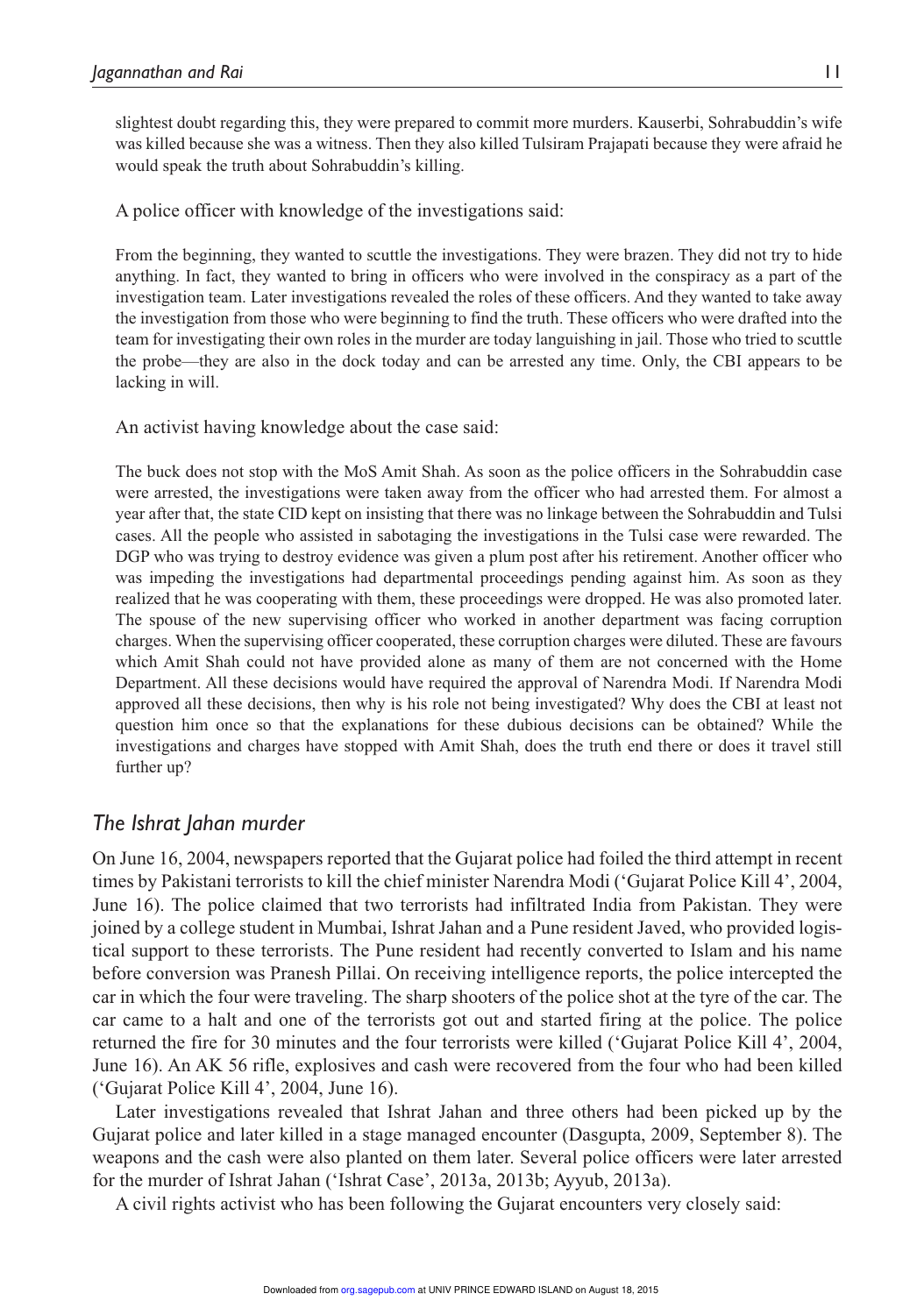slightest doubt regarding this, they were prepared to commit more murders. Kauserbi, Sohrabuddin's wife was killed because she was a witness. Then they also killed Tulsiram Prajapati because they were afraid he would speak the truth about Sohrabuddin's killing.

A police officer with knowledge of the investigations said:

> From the beginning, they wanted to scuttle the investigations. They were brazen. They did not try to hide anything. In fact, they wanted to bring in officers who were involved in the conspiracy as a part of the investigation team. Later investigations revealed the roles of these officers. And they wanted to take away the investigation from those who were beginning to find the truth. These officers who were drafted into the team for investigating their own roles in the murder are today languishing in jail. Those who tried to scuttle the probe—they are also in the dock today and can be arrested any time. Only, the CBI appears to be lacking in will.

An activist having knowledge about the case said:

> The buck does not stop with the MoS Amit Shah. As soon as the police officers in the Sohrabuddin case were arrested, the investigations were taken away from the officer who had arrested them. For almost a year after that, the state CID kept on insisting that there was no linkage between the Sohrabuddin and Tulsi cases. All the people who assisted in sabotaging the investigations in the Tulsi case were rewarded. The DGP who was trying to destroy evidence was given a plum post after his retirement. Another officer who was impeding the investigations had departmental proceedings pending against him. As soon as they realized that he was cooperating with them, these proceedings were dropped. He was also promoted later. The spouse of the new supervising officer who worked in another department was facing corruption charges. When the supervising officer cooperated, these corruption charges were diluted. These are favours which Amit Shah could not have provided alone as many of them are not concerned with the Home Department. All these decisions would have required the approval of Narendra Modi. If Narendra Modi approved all these decisions, then why is his role not being investigated? Why does the CBI at least not question him once so that the explanations for these dubious decisions can be obtained? While the investigations and charges have stopped with Amit Shah, does the truth end there or does it travel still further up?

### *The Ishrat Jahan murder*

On June 16, 2004, newspapers reported that the Gujarat police had foiled the third attempt in recent times by Pakistani terrorists to kill the chief minister Narendra Modi ('Gujarat Police Kill 4', 2004, June 16). The police claimed that two terrorists had infiltrated India from Pakistan. They were joined by a college student in Mumbai, Ishrat Jahan and a Pune resident Javed, who provided logistical support to these terrorists. The Pune resident had recently converted to Islam and his name before conversion was Pranesh Pillai. On receiving intelligence reports, the police intercepted the car in which the four were traveling. The sharp shooters of the police shot at the tyre of the car. The car came to a halt and one of the terrorists got out and started firing at the police. The police returned the fire for 30 minutes and the four terrorists were killed ('Gujarat Police Kill 4', 2004, June 16). An AK 56 rifle, explosives and cash were recovered from the four who had been killed ('Gujarat Police Kill 4', 2004, June 16).

Later investigations revealed that Ishrat Jahan and three others had been picked up by the Gujarat police and later killed in a stage managed encounter (Dasgupta, 2009, September 8). The weapons and the cash were also planted on them later. Several police officers were later arrested for the murder of Ishrat Jahan ('Ishrat Case', 2013a, 2013b; Ayyub, 2013a).

A civil rights activist who has been following the Gujarat encounters very closely said: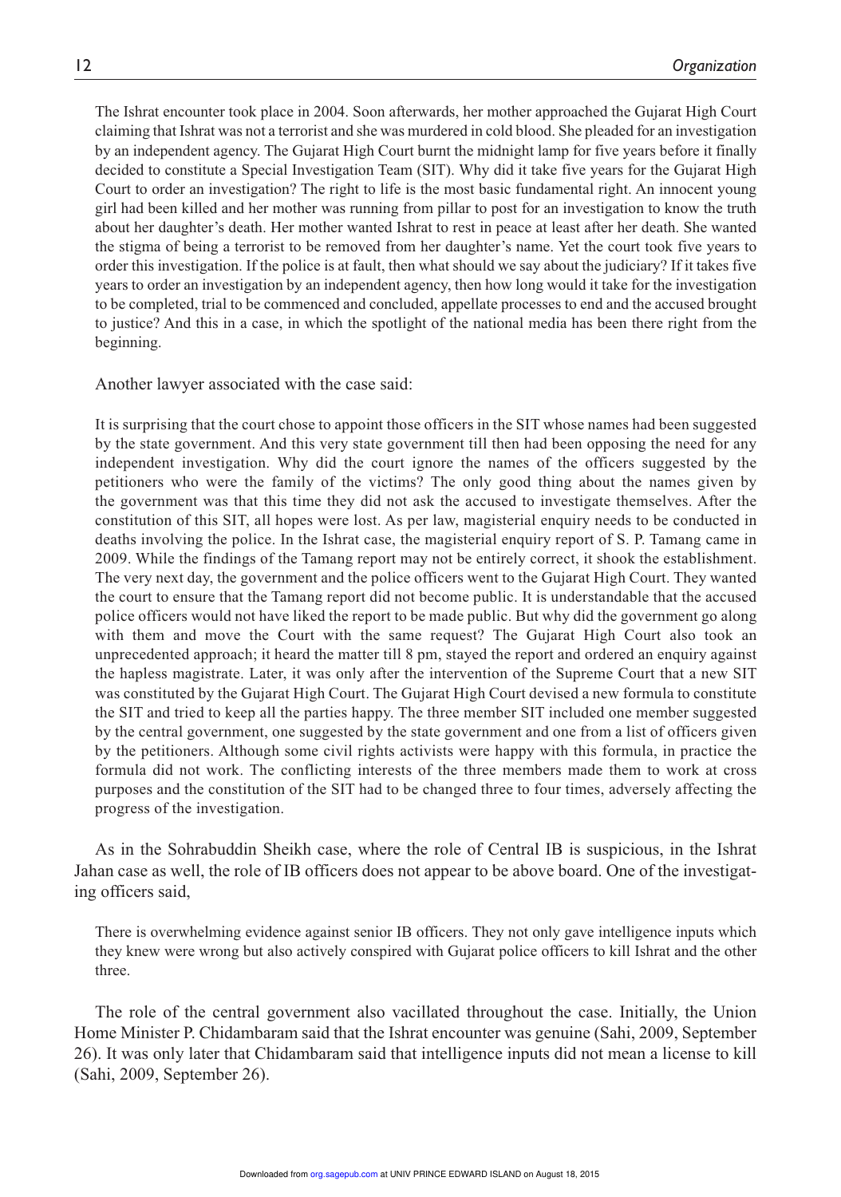> The Ishrat encounter took place in 2004. Soon afterwards, her mother approached the Gujarat High Court claiming that Ishrat was not a terrorist and she was murdered in cold blood. She pleaded for an investigation by an independent agency. The Gujarat High Court burnt the midnight lamp for five years before it finally decided to constitute a Special Investigation Team (SIT). Why did it take five years for the Gujarat High Court to order an investigation? The right to life is the most basic fundamental right. An innocent young girl had been killed and her mother was running from pillar to post for an investigation to know the truth about her daughter's death. Her mother wanted Ishrat to rest in peace at least after her death. She wanted the stigma of being a terrorist to be removed from her daughter's name. Yet the court took five years to order this investigation. If the police is at fault, then what should we say about the judiciary? If it takes five years to order an investigation by an independent agency, then how long would it take for the investigation to be completed, trial to be commenced and concluded, appellate processes to end and the accused brought to justice? And this in a case, in which the spotlight of the national media has been there right from the beginning.

Another lawyer associated with the case said:

> It is surprising that the court chose to appoint those officers in the SIT whose names had been suggested by the state government. And this very state government till then had been opposing the need for any independent investigation. Why did the court ignore the names of the officers suggested by the petitioners who were the family of the victims? The only good thing about the names given by the government was that this time they did not ask the accused to investigate themselves. After the constitution of this SIT, all hopes were lost. As per law, magisterial enquiry needs to be conducted in deaths involving the police. In the Ishrat case, the magisterial enquiry report of S. P. Tamang came in 2009. While the findings of the Tamang report may not be entirely correct, it shook the establishment. The very next day, the government and the police officers went to the Gujarat High Court. They wanted the court to ensure that the Tamang report did not become public. It is understandable that the accused police officers would not have liked the report to be made public. But why did the government go along with them and move the Court with the same request? The Gujarat High Court also took an unprecedented approach; it heard the matter till 8 pm, stayed the report and ordered an enquiry against the hapless magistrate. Later, it was only after the intervention of the Supreme Court that a new SIT was constituted by the Gujarat High Court. The Gujarat High Court devised a new formula to constitute the SIT and tried to keep all the parties happy. The three member SIT included one member suggested by the central government, one suggested by the state government and one from a list of officers given by the petitioners. Although some civil rights activists were happy with this formula, in practice the formula did not work. The conflicting interests of the three members made them to work at cross purposes and the constitution of the SIT had to be changed three to four times, adversely affecting the progress of the investigation.

As in the Sohrabuddin Sheikh case, where the role of Central IB is suspicious, in the Ishrat Jahan case as well, the role of IB officers does not appear to be above board. One of the investigating officers said,

> There is overwhelming evidence against senior IB officers. They not only gave intelligence inputs which they knew were wrong but also actively conspired with Gujarat police officers to kill Ishrat and the other three.

The role of the central government also vacillated throughout the case. Initially, the Union Home Minister P. Chidambaram said that the Ishrat encounter was genuine (Sahi, 2009, September 26). It was only later that Chidambaram said that intelligence inputs did not mean a license to kill (Sahi, 2009, September 26).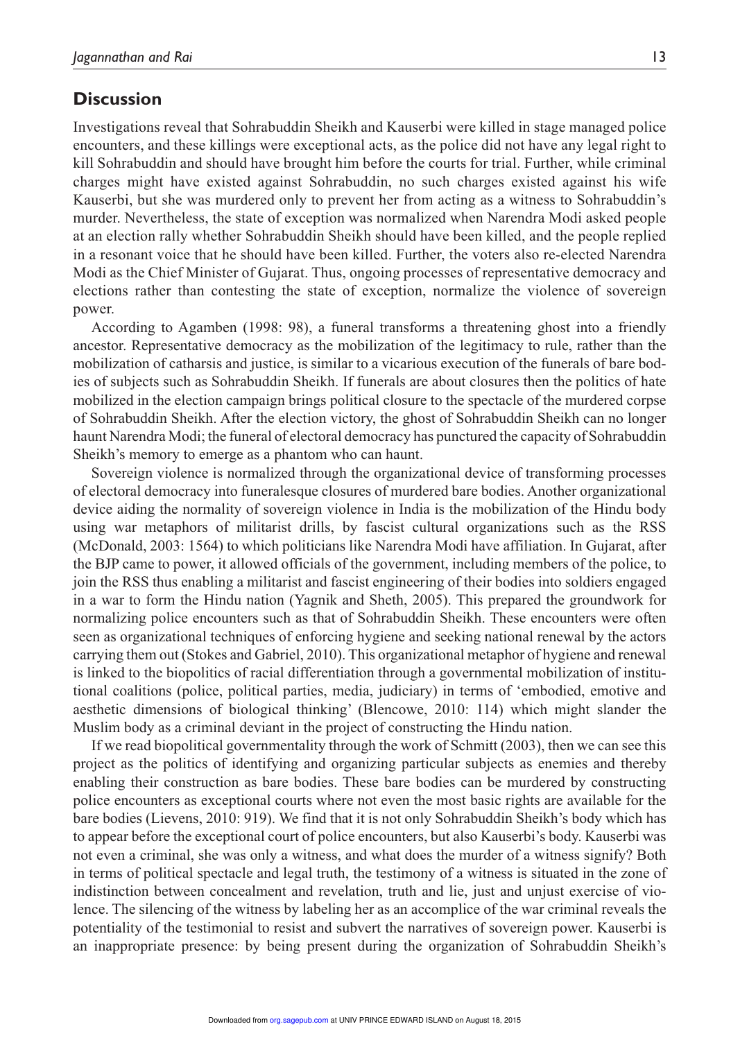## Discussion

Investigations reveal that Sohrabuddin Sheikh and Kauserbi were killed in stage managed police encounters, and these killings were exceptional acts, as the police did not have any legal right to kill Sohrabuddin and should have brought him before the courts for trial. Further, while criminal charges might have existed against Sohrabuddin, no such charges existed against his wife Kauserbi, but she was murdered only to prevent her from acting as a witness to Sohrabuddin's murder. Nevertheless, the state of exception was normalized when Narendra Modi asked people at an election rally whether Sohrabuddin Sheikh should have been killed, and the people replied in a resonant voice that he should have been killed. Further, the voters also re-elected Narendra Modi as the Chief Minister of Gujarat. Thus, ongoing processes of representative democracy and elections rather than contesting the state of exception, normalize the violence of sovereign power.

According to Agamben (1998: 98), a funeral transforms a threatening ghost into a friendly ancestor. Representative democracy as the mobilization of the legitimacy to rule, rather than the mobilization of catharsis and justice, is similar to a vicarious execution of the funerals of bare bodies of subjects such as Sohrabuddin Sheikh. If funerals are about closures then the politics of hate mobilized in the election campaign brings political closure to the spectacle of the murdered corpse of Sohrabuddin Sheikh. After the election victory, the ghost of Sohrabuddin Sheikh can no longer haunt Narendra Modi; the funeral of electoral democracy has punctured the capacity of Sohrabuddin Sheikh's memory to emerge as a phantom who can haunt.

Sovereign violence is normalized through the organizational device of transforming processes of electoral democracy into funeralesque closures of murdered bare bodies. Another organizational device aiding the normality of sovereign violence in India is the mobilization of the Hindu body using war metaphors of militarist drills, by fascist cultural organizations such as the RSS (McDonald, 2003: 1564) to which politicians like Narendra Modi have affiliation. In Gujarat, after the BJP came to power, it allowed officials of the government, including members of the police, to join the RSS thus enabling a militarist and fascist engineering of their bodies into soldiers engaged in a war to form the Hindu nation (Yagnik and Sheth, 2005). This prepared the groundwork for normalizing police encounters such as that of Sohrabuddin Sheikh. These encounters were often seen as organizational techniques of enforcing hygiene and seeking national renewal by the actors carrying them out (Stokes and Gabriel, 2010). This organizational metaphor of hygiene and renewal is linked to the biopolitics of racial differentiation through a governmental mobilization of institutional coalitions (police, political parties, media, judiciary) in terms of 'embodied, emotive and aesthetic dimensions of biological thinking' (Blencowe, 2010: 114) which might slander the Muslim body as a criminal deviant in the project of constructing the Hindu nation.

If we read biopolitical governmentality through the work of Schmitt (2003), then we can see this project as the politics of identifying and organizing particular subjects as enemies and thereby enabling their construction as bare bodies. These bare bodies can be murdered by constructing police encounters as exceptional courts where not even the most basic rights are available for the bare bodies (Lievens, 2010: 919). We find that it is not only Sohrabuddin Sheikh's body which has to appear before the exceptional court of police encounters, but also Kauserbi's body. Kauserbi was not even a criminal, she was only a witness, and what does the murder of a witness signify? Both in terms of political spectacle and legal truth, the testimony of a witness is situated in the zone of indistinction between concealment and revelation, truth and lie, just and unjust exercise of violence. The silencing of the witness by labeling her as an accomplice of the war criminal reveals the potentiality of the testimonial to resist and subvert the narratives of sovereign power. Kauserbi is an inappropriate presence: by being present during the organization of Sohrabuddin Sheikh's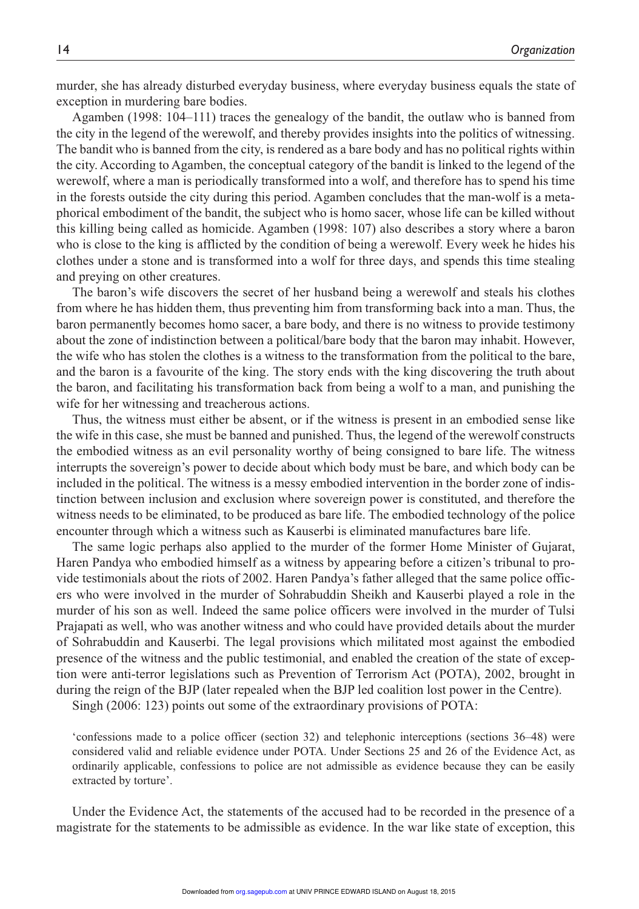murder, she has already disturbed everyday business, where everyday business equals the state of exception in murdering bare bodies.

Agamben (1998: 104–111) traces the genealogy of the bandit, the outlaw who is banned from the city in the legend of the werewolf, and thereby provides insights into the politics of witnessing. The bandit who is banned from the city, is rendered as a bare body and has no political rights within the city. According to Agamben, the conceptual category of the bandit is linked to the legend of the werewolf, where a man is periodically transformed into a wolf, and therefore has to spend his time in the forests outside the city during this period. Agamben concludes that the man-wolf is a metaphorical embodiment of the bandit, the subject who is homo sacer, whose life can be killed without this killing being called as homicide. Agamben (1998: 107) also describes a story where a baron who is close to the king is afflicted by the condition of being a werewolf. Every week he hides his clothes under a stone and is transformed into a wolf for three days, and spends this time stealing and preying on other creatures.

The baron's wife discovers the secret of her husband being a werewolf and steals his clothes from where he has hidden them, thus preventing him from transforming back into a man. Thus, the baron permanently becomes homo sacer, a bare body, and there is no witness to provide testimony about the zone of indistinction between a political/bare body that the baron may inhabit. However, the wife who has stolen the clothes is a witness to the transformation from the political to the bare, and the baron is a favourite of the king. The story ends with the king discovering the truth about the baron, and facilitating his transformation back from being a wolf to a man, and punishing the wife for her witnessing and treacherous actions.

Thus, the witness must either be absent, or if the witness is present in an embodied sense like the wife in this case, she must be banned and punished. Thus, the legend of the werewolf constructs the embodied witness as an evil personality worthy of being consigned to bare life. The witness interrupts the sovereign's power to decide about which body must be bare, and which body can be included in the political. The witness is a messy embodied intervention in the border zone of indistinction between inclusion and exclusion where sovereign power is constituted, and therefore the witness needs to be eliminated, to be produced as bare life. The embodied technology of the police encounter through which a witness such as Kauserbi is eliminated manufactures bare life.

The same logic perhaps also applied to the murder of the former Home Minister of Gujarat, Haren Pandya who embodied himself as a witness by appearing before a citizen's tribunal to provide testimonials about the riots of 2002. Haren Pandya's father alleged that the same police officers who were involved in the murder of Sohrabuddin Sheikh and Kauserbi played a role in the murder of his son as well. Indeed the same police officers were involved in the murder of Tulsi Prajapati as well, who was another witness and who could have provided details about the murder of Sohrabuddin and Kauserbi. The legal provisions which militated most against the embodied presence of the witness and the public testimonial, and enabled the creation of the state of exception were anti-terror legislations such as Prevention of Terrorism Act (POTA), 2002, brought in during the reign of the BJP (later repealed when the BJP led coalition lost power in the Centre).

Singh (2006: 123) points out some of the extraordinary provisions of POTA:

> 'confessions made to a police officer (section 32) and telephonic interceptions (sections 36–48) were considered valid and reliable evidence under POTA. Under Sections 25 and 26 of the Evidence Act, as ordinarily applicable, confessions to police are not admissible as evidence because they can be easily extracted by torture'.

Under the Evidence Act, the statements of the accused had to be recorded in the presence of a magistrate for the statements to be admissible as evidence. In the war like state of exception, this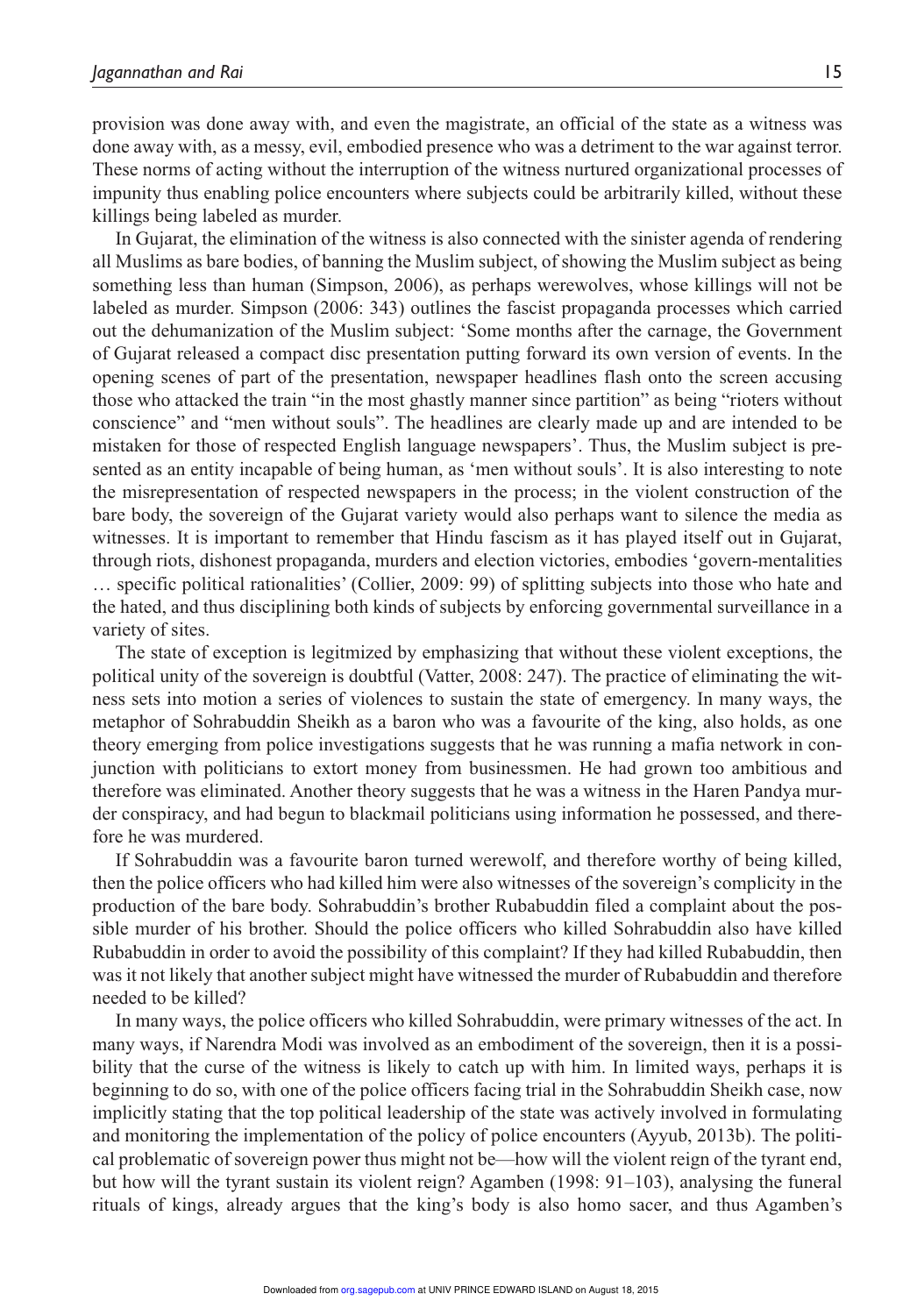provision was done away with, and even the magistrate, an official of the state as a witness was done away with, as a messy, evil, embodied presence who was a detriment to the war against terror. These norms of acting without the interruption of the witness nurtured organizational processes of impunity thus enabling police encounters where subjects could be arbitrarily killed, without these killings being labeled as murder.

In Gujarat, the elimination of the witness is also connected with the sinister agenda of rendering all Muslims as bare bodies, of banning the Muslim subject, of showing the Muslim subject as being something less than human (Simpson, 2006), as perhaps werewolves, whose killings will not be labeled as murder. Simpson (2006: 343) outlines the fascist propaganda processes which carried out the dehumanization of the Muslim subject: 'Some months after the carnage, the Government of Gujarat released a compact disc presentation putting forward its own version of events. In the opening scenes of part of the presentation, newspaper headlines flash onto the screen accusing those who attacked the train "in the most ghastly manner since partition" as being "rioters without conscience" and "men without souls". The headlines are clearly made up and are intended to be mistaken for those of respected English language newspapers'. Thus, the Muslim subject is presented as an entity incapable of being human, as 'men without souls'. It is also interesting to note the misrepresentation of respected newspapers in the process; in the violent construction of the bare body, the sovereign of the Gujarat variety would also perhaps want to silence the media as witnesses. It is important to remember that Hindu fascism as it has played itself out in Gujarat, through riots, dishonest propaganda, murders and election victories, embodies 'govern-mentalities … specific political rationalities' (Collier, 2009: 99) of splitting subjects into those who hate and the hated, and thus disciplining both kinds of subjects by enforcing governmental surveillance in a variety of sites.

The state of exception is legitmized by emphasizing that without these violent exceptions, the political unity of the sovereign is doubtful (Vatter, 2008: 247). The practice of eliminating the witness sets into motion a series of violences to sustain the state of emergency. In many ways, the metaphor of Sohrabuddin Sheikh as a baron who was a favourite of the king, also holds, as one theory emerging from police investigations suggests that he was running a mafia network in conjunction with politicians to extort money from businessmen. He had grown too ambitious and therefore was eliminated. Another theory suggests that he was a witness in the Haren Pandya murder conspiracy, and had begun to blackmail politicians using information he possessed, and therefore he was murdered.

If Sohrabuddin was a favourite baron turned werewolf, and therefore worthy of being killed, then the police officers who had killed him were also witnesses of the sovereign's complicity in the production of the bare body. Sohrabuddin's brother Rubabuddin filed a complaint about the possible murder of his brother. Should the police officers who killed Sohrabuddin also have killed Rubabuddin in order to avoid the possibility of this complaint? If they had killed Rubabuddin, then was it not likely that another subject might have witnessed the murder of Rubabuddin and therefore needed to be killed?

In many ways, the police officers who killed Sohrabuddin, were primary witnesses of the act. In many ways, if Narendra Modi was involved as an embodiment of the sovereign, then it is a possibility that the curse of the witness is likely to catch up with him. In limited ways, perhaps it is beginning to do so, with one of the police officers facing trial in the Sohrabuddin Sheikh case, now implicitly stating that the top political leadership of the state was actively involved in formulating and monitoring the implementation of the policy of police encounters (Ayyub, 2013b). The political problematic of sovereign power thus might not be—how will the violent reign of the tyrant end, but how will the tyrant sustain its violent reign? Agamben (1998: 91–103), analysing the funeral rituals of kings, already argues that the king's body is also homo sacer, and thus Agamben's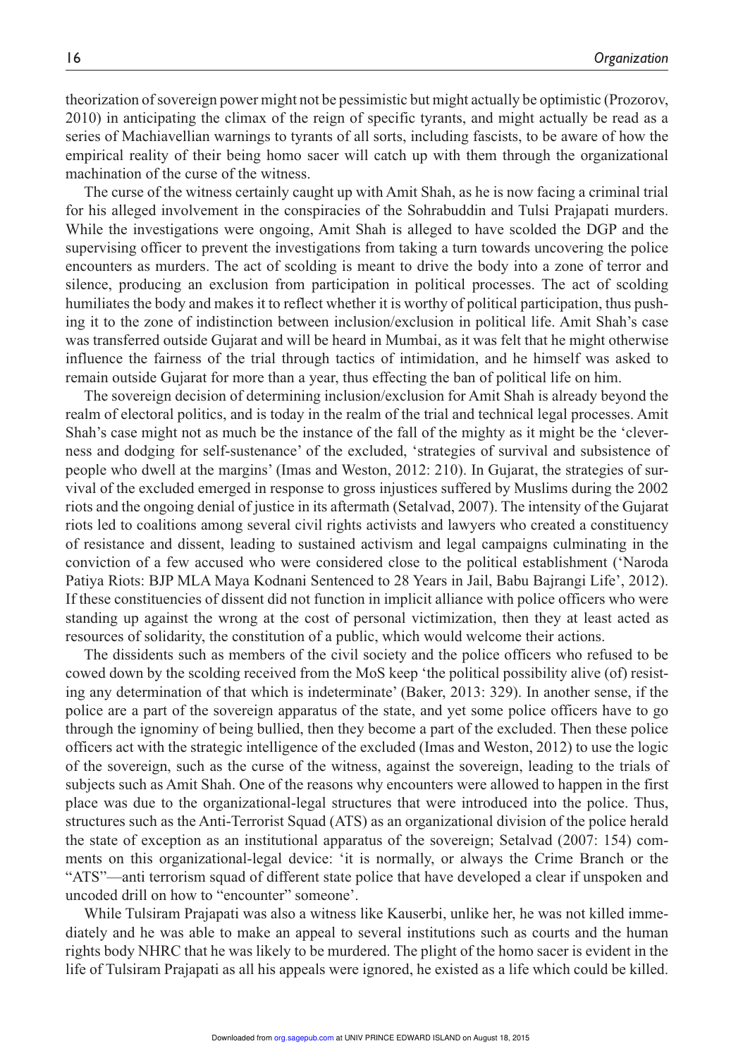theorization of sovereign power might not be pessimistic but might actually be optimistic (Prozorov, 2010) in anticipating the climax of the reign of specific tyrants, and might actually be read as a series of Machiavellian warnings to tyrants of all sorts, including fascists, to be aware of how the empirical reality of their being homo sacer will catch up with them through the organizational machination of the curse of the witness.

The curse of the witness certainly caught up with Amit Shah, as he is now facing a criminal trial for his alleged involvement in the conspiracies of the Sohrabuddin and Tulsi Prajapati murders. While the investigations were ongoing, Amit Shah is alleged to have scolded the DGP and the supervising officer to prevent the investigations from taking a turn towards uncovering the police encounters as murders. The act of scolding is meant to drive the body into a zone of terror and silence, producing an exclusion from participation in political processes. The act of scolding humiliates the body and makes it to reflect whether it is worthy of political participation, thus pushing it to the zone of indistinction between inclusion/exclusion in political life. Amit Shah's case was transferred outside Gujarat and will be heard in Mumbai, as it was felt that he might otherwise influence the fairness of the trial through tactics of intimidation, and he himself was asked to remain outside Gujarat for more than a year, thus effecting the ban of political life on him.

The sovereign decision of determining inclusion/exclusion for Amit Shah is already beyond the realm of electoral politics, and is today in the realm of the trial and technical legal processes. Amit Shah's case might not as much be the instance of the fall of the mighty as it might be the 'cleverness and dodging for self-sustenance' of the excluded, 'strategies of survival and subsistence of people who dwell at the margins' (Imas and Weston, 2012: 210). In Gujarat, the strategies of survival of the excluded emerged in response to gross injustices suffered by Muslims during the 2002 riots and the ongoing denial of justice in its aftermath (Setalvad, 2007). The intensity of the Gujarat riots led to coalitions among several civil rights activists and lawyers who created a constituency of resistance and dissent, leading to sustained activism and legal campaigns culminating in the conviction of a few accused who were considered close to the political establishment ('Naroda Patiya Riots: BJP MLA Maya Kodnani Sentenced to 28 Years in Jail, Babu Bajrangi Life', 2012). If these constituencies of dissent did not function in implicit alliance with police officers who were standing up against the wrong at the cost of personal victimization, then they at least acted as resources of solidarity, the constitution of a public, which would welcome their actions.

The dissidents such as members of the civil society and the police officers who refused to be cowed down by the scolding received from the MoS keep 'the political possibility alive (of) resisting any determination of that which is indeterminate' (Baker, 2013: 329). In another sense, if the police are a part of the sovereign apparatus of the state, and yet some police officers have to go through the ignominy of being bullied, then they become a part of the excluded. Then these police officers act with the strategic intelligence of the excluded (Imas and Weston, 2012) to use the logic of the sovereign, such as the curse of the witness, against the sovereign, leading to the trials of subjects such as Amit Shah. One of the reasons why encounters were allowed to happen in the first place was due to the organizational-legal structures that were introduced into the police. Thus, structures such as the Anti-Terrorist Squad (ATS) as an organizational division of the police herald the state of exception as an institutional apparatus of the sovereign; Setalvad (2007: 154) comments on this organizational-legal device: 'it is normally, or always the Crime Branch or the "ATS"—anti terrorism squad of different state police that have developed a clear if unspoken and uncoded drill on how to "encounter" someone'.

While Tulsiram Prajapati was also a witness like Kauserbi, unlike her, he was not killed immediately and he was able to make an appeal to several institutions such as courts and the human rights body NHRC that he was likely to be murdered. The plight of the homo sacer is evident in the life of Tulsiram Prajapati as all his appeals were ignored, he existed as a life which could be killed.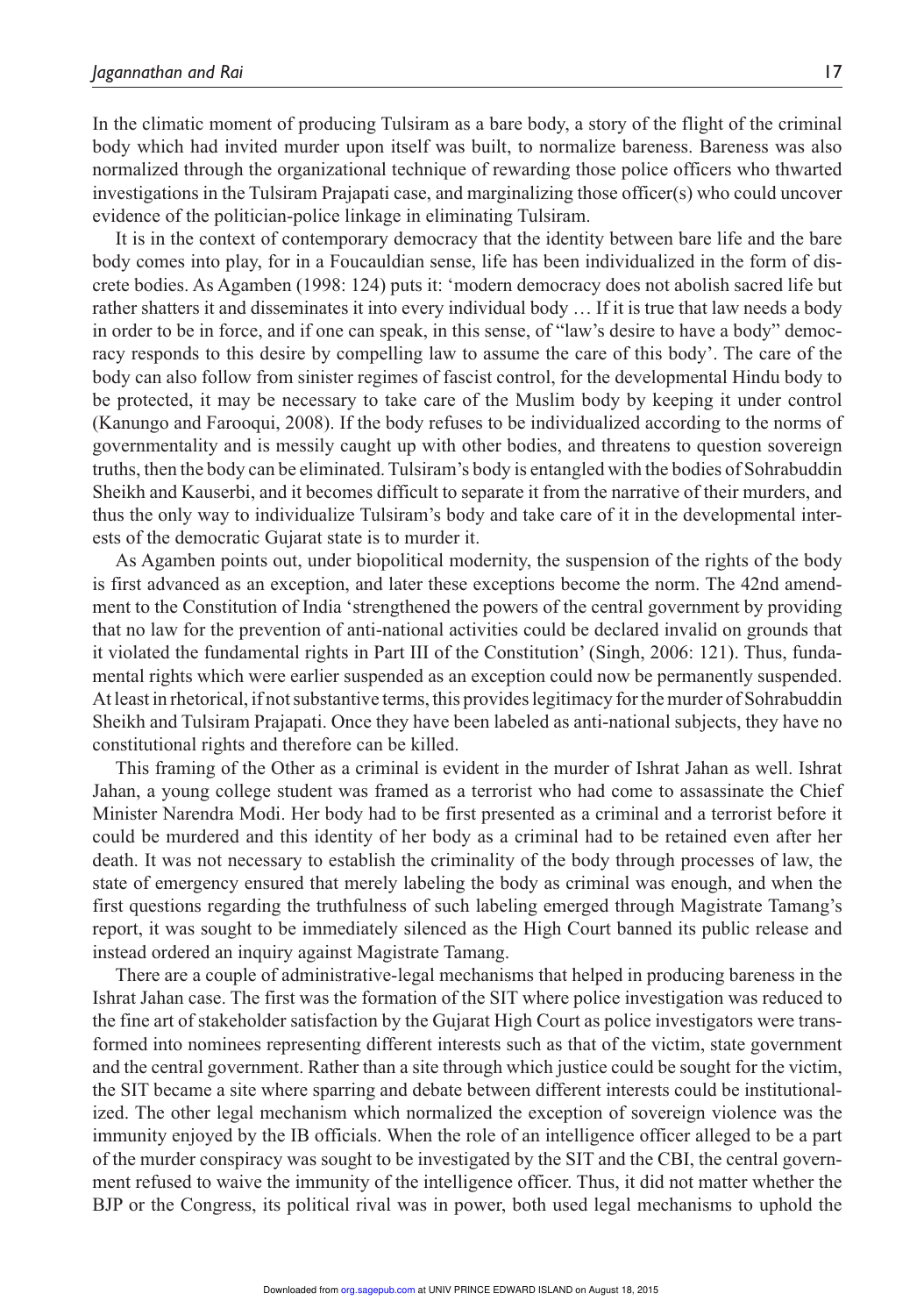In the climatic moment of producing Tulsiram as a bare body, a story of the flight of the criminal body which had invited murder upon itself was built, to normalize bareness. Bareness was also normalized through the organizational technique of rewarding those police officers who thwarted investigations in the Tulsiram Prajapati case, and marginalizing those officer(s) who could uncover evidence of the politician-police linkage in eliminating Tulsiram.

It is in the context of contemporary democracy that the identity between bare life and the bare body comes into play, for in a Foucauldian sense, life has been individualized in the form of discrete bodies. As Agamben (1998: 124) puts it: 'modern democracy does not abolish sacred life but rather shatters it and disseminates it into every individual body … If it is true that law needs a body in order to be in force, and if one can speak, in this sense, of "law's desire to have a body" democracy responds to this desire by compelling law to assume the care of this body'. The care of the body can also follow from sinister regimes of fascist control, for the developmental Hindu body to be protected, it may be necessary to take care of the Muslim body by keeping it under control (Kanungo and Farooqui, 2008). If the body refuses to be individualized according to the norms of governmentality and is messily caught up with other bodies, and threatens to question sovereign truths, then the body can be eliminated. Tulsiram's body is entangled with the bodies of Sohrabuddin Sheikh and Kauserbi, and it becomes difficult to separate it from the narrative of their murders, and thus the only way to individualize Tulsiram's body and take care of it in the developmental interests of the democratic Gujarat state is to murder it.

As Agamben points out, under biopolitical modernity, the suspension of the rights of the body is first advanced as an exception, and later these exceptions become the norm. The 42nd amendment to the Constitution of India 'strengthened the powers of the central government by providing that no law for the prevention of anti-national activities could be declared invalid on grounds that it violated the fundamental rights in Part III of the Constitution' (Singh, 2006: 121). Thus, fundamental rights which were earlier suspended as an exception could now be permanently suspended. At least in rhetorical, if not substantive terms, this provides legitimacy for the murder of Sohrabuddin Sheikh and Tulsiram Prajapati. Once they have been labeled as anti-national subjects, they have no constitutional rights and therefore can be killed.

This framing of the Other as a criminal is evident in the murder of Ishrat Jahan as well. Ishrat Jahan, a young college student was framed as a terrorist who had come to assassinate the Chief Minister Narendra Modi. Her body had to be first presented as a criminal and a terrorist before it could be murdered and this identity of her body as a criminal had to be retained even after her death. It was not necessary to establish the criminality of the body through processes of law, the state of emergency ensured that merely labeling the body as criminal was enough, and when the first questions regarding the truthfulness of such labeling emerged through Magistrate Tamang's report, it was sought to be immediately silenced as the High Court banned its public release and instead ordered an inquiry against Magistrate Tamang.

There are a couple of administrative-legal mechanisms that helped in producing bareness in the Ishrat Jahan case. The first was the formation of the SIT where police investigation was reduced to the fine art of stakeholder satisfaction by the Gujarat High Court as police investigators were transformed into nominees representing different interests such as that of the victim, state government and the central government. Rather than a site through which justice could be sought for the victim, the SIT became a site where sparring and debate between different interests could be institutionalized. The other legal mechanism which normalized the exception of sovereign violence was the immunity enjoyed by the IB officials. When the role of an intelligence officer alleged to be a part of the murder conspiracy was sought to be investigated by the SIT and the CBI, the central government refused to waive the immunity of the intelligence officer. Thus, it did not matter whether the BJP or the Congress, its political rival was in power, both used legal mechanisms to uphold the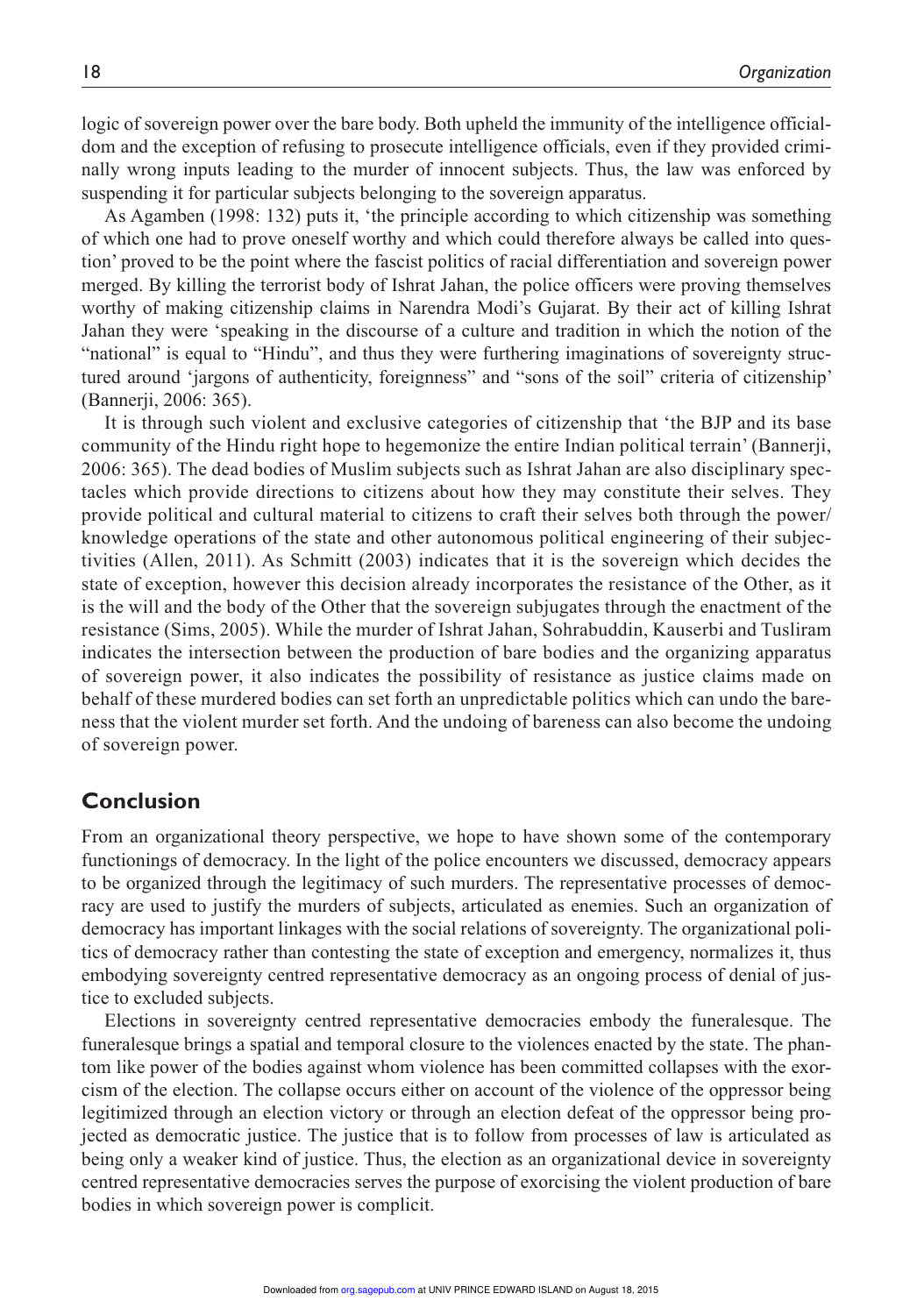logic of sovereign power over the bare body. Both upheld the immunity of the intelligence officialdom and the exception of refusing to prosecute intelligence officials, even if they provided criminally wrong inputs leading to the murder of innocent subjects. Thus, the law was enforced by suspending it for particular subjects belonging to the sovereign apparatus.

As Agamben (1998: 132) puts it, 'the principle according to which citizenship was something of which one had to prove oneself worthy and which could therefore always be called into question' proved to be the point where the fascist politics of racial differentiation and sovereign power merged. By killing the terrorist body of Ishrat Jahan, the police officers were proving themselves worthy of making citizenship claims in Narendra Modi's Gujarat. By their act of killing Ishrat Jahan they were 'speaking in the discourse of a culture and tradition in which the notion of the "national" is equal to "Hindu", and thus they were furthering imaginations of sovereignty structured around 'jargons of authenticity, foreignness" and "sons of the soil" criteria of citizenship' (Bannerji, 2006: 365).

It is through such violent and exclusive categories of citizenship that 'the BJP and its base community of the Hindu right hope to hegemonize the entire Indian political terrain' (Bannerji, 2006: 365). The dead bodies of Muslim subjects such as Ishrat Jahan are also disciplinary spectacles which provide directions to citizens about how they may constitute their selves. They provide political and cultural material to citizens to craft their selves both through the power/knowledge operations of the state and other autonomous political engineering of their subjectivities (Allen, 2011). As Schmitt (2003) indicates that it is the sovereign which decides the state of exception, however this decision already incorporates the resistance of the Other, as it is the will and the body of the Other that the sovereign subjugates through the enactment of the resistance (Sims, 2005). While the murder of Ishrat Jahan, Sohrabuddin, Kauserbi and Tusliram indicates the intersection between the production of bare bodies and the organizing apparatus of sovereign power, it also indicates the possibility of resistance as justice claims made on behalf of these murdered bodies can set forth an unpredictable politics which can undo the bareness that the violent murder set forth. And the undoing of bareness can also become the undoing of sovereign power.

## Conclusion

From an organizational theory perspective, we hope to have shown some of the contemporary functionings of democracy. In the light of the police encounters we discussed, democracy appears to be organized through the legitimacy of such murders. The representative processes of democracy are used to justify the murders of subjects, articulated as enemies. Such an organization of democracy has important linkages with the social relations of sovereignty. The organizational politics of democracy rather than contesting the state of exception and emergency, normalizes it, thus embodying sovereignty centred representative democracy as an ongoing process of denial of justice to excluded subjects.

Elections in sovereignty centred representative democracies embody the funeralesque. The funeralesque brings a spatial and temporal closure to the violences enacted by the state. The phantom like power of the bodies against whom violence has been committed collapses with the exorcism of the election. The collapse occurs either on account of the violence of the oppressor being legitimized through an election victory or through an election defeat of the oppressor being projected as democratic justice. The justice that is to follow from processes of law is articulated as being only a weaker kind of justice. Thus, the election as an organizational device in sovereignty centred representative democracies serves the purpose of exorcising the violent production of bare bodies in which sovereign power is complicit.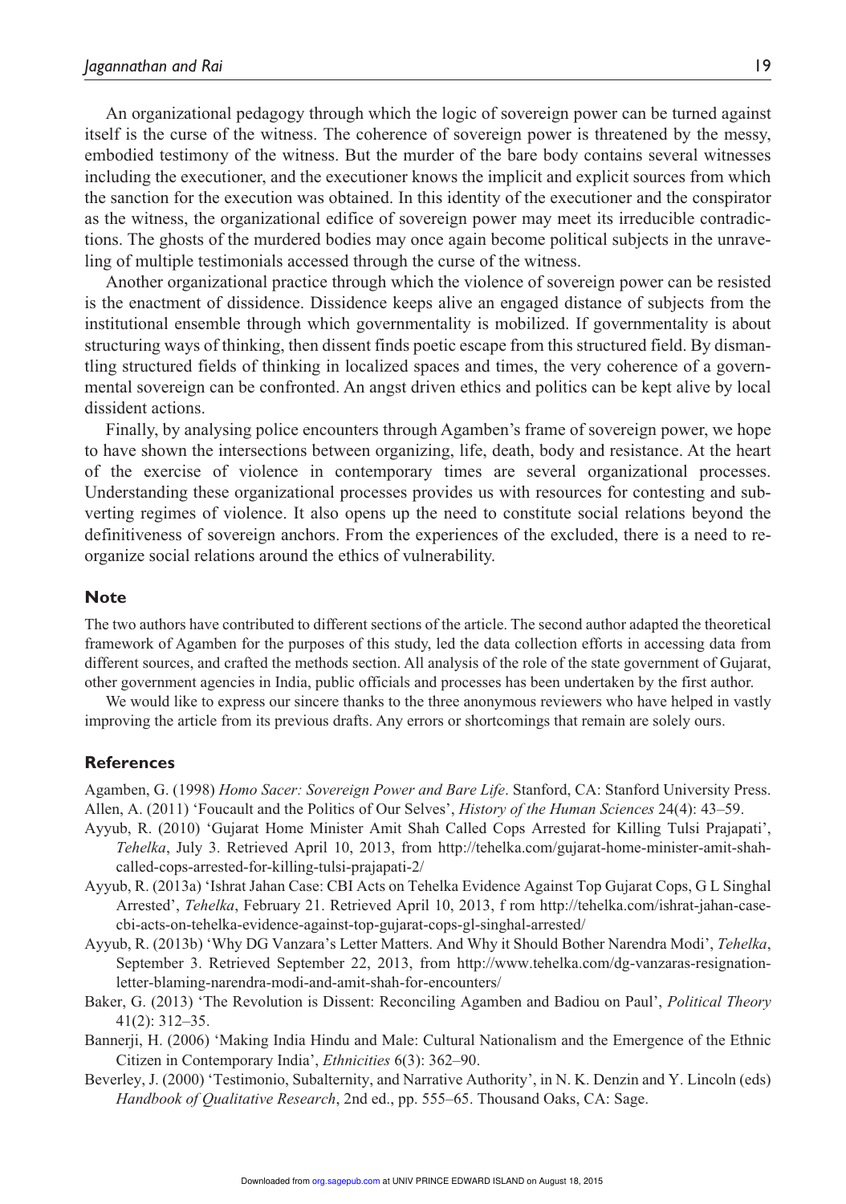An organizational pedagogy through which the logic of sovereign power can be turned against itself is the curse of the witness. The coherence of sovereign power is threatened by the messy, embodied testimony of the witness. But the murder of the bare body contains several witnesses including the executioner, and the executioner knows the implicit and explicit sources from which the sanction for the execution was obtained. In this identity of the executioner and the conspirator as the witness, the organizational edifice of sovereign power may meet its irreducible contradictions. The ghosts of the murdered bodies may once again become political subjects in the unraveling of multiple testimonials accessed through the curse of the witness.

Another organizational practice through which the violence of sovereign power can be resisted is the enactment of dissidence. Dissidence keeps alive an engaged distance of subjects from the institutional ensemble through which governmentality is mobilized. If governmentality is about structuring ways of thinking, then dissent finds poetic escape from this structured field. By dismantling structured fields of thinking in localized spaces and times, the very coherence of a governmental sovereign can be confronted. An angst driven ethics and politics can be kept alive by local dissident actions.

Finally, by analysing police encounters through Agamben's frame of sovereign power, we hope to have shown the intersections between organizing, life, death, body and resistance. At the heart of the exercise of violence in contemporary times are several organizational processes. Understanding these organizational processes provides us with resources for contesting and subverting regimes of violence. It also opens up the need to constitute social relations beyond the definitiveness of sovereign anchors. From the experiences of the excluded, there is a need to reorganize social relations around the ethics of vulnerability.

## Note

The two authors have contributed to different sections of the article. The second author adapted the theoretical framework of Agamben for the purposes of this study, led the data collection efforts in accessing data from different sources, and crafted the methods section. All analysis of the role of the state government of Gujarat, other government agencies in India, public officials and processes has been undertaken by the first author.

We would like to express our sincere thanks to the three anonymous reviewers who have helped in vastly improving the article from its previous drafts. Any errors or shortcomings that remain are solely ours.

## References

Agamben, G. (1998) *Homo Sacer: Sovereign Power and Bare Life*. Stanford, CA: Stanford University Press.

Allen, A. (2011) 'Foucault and the Politics of Our Selves', *History of the Human Sciences* 24(4): 43–59.

Ayyub, R. (2010) 'Gujarat Home Minister Amit Shah Called Cops Arrested for Killing Tulsi Prajapati', *Tehelka*, July 3. Retrieved April 10, 2013, from http://tehelka.com/gujarat-home-minister-amit-shah-called-cops-arrested-for-killing-tulsi-prajapati-2/

Ayyub, R. (2013a) 'Ishrat Jahan Case: CBI Acts on Tehelka Evidence Against Top Gujarat Cops, G L Singhal Arrested', *Tehelka*, February 21. Retrieved April 10, 2013, f rom http://tehelka.com/ishrat-jahan-case-cbi-acts-on-tehelka-evidence-against-top-gujarat-cops-gl-singhal-arrested/

Ayyub, R. (2013b) 'Why DG Vanzara's Letter Matters. And Why it Should Bother Narendra Modi', *Tehelka*, September 3. Retrieved September 22, 2013, from http://www.tehelka.com/dg-vanzaras-resignation-letter-blaming-narendra-modi-and-amit-shah-for-encounters/

Baker, G. (2013) 'The Revolution is Dissent: Reconciling Agamben and Badiou on Paul', *Political Theory* 41(2): 312–35.

Bannerji, H. (2006) 'Making India Hindu and Male: Cultural Nationalism and the Emergence of the Ethnic Citizen in Contemporary India', *Ethnicities* 6(3): 362–90.

Beverley, J. (2000) 'Testimonio, Subalternity, and Narrative Authority', in N. K. Denzin and Y. Lincoln (eds) *Handbook of Qualitative Research*, 2nd ed., pp. 555–65. Thousand Oaks, CA: Sage.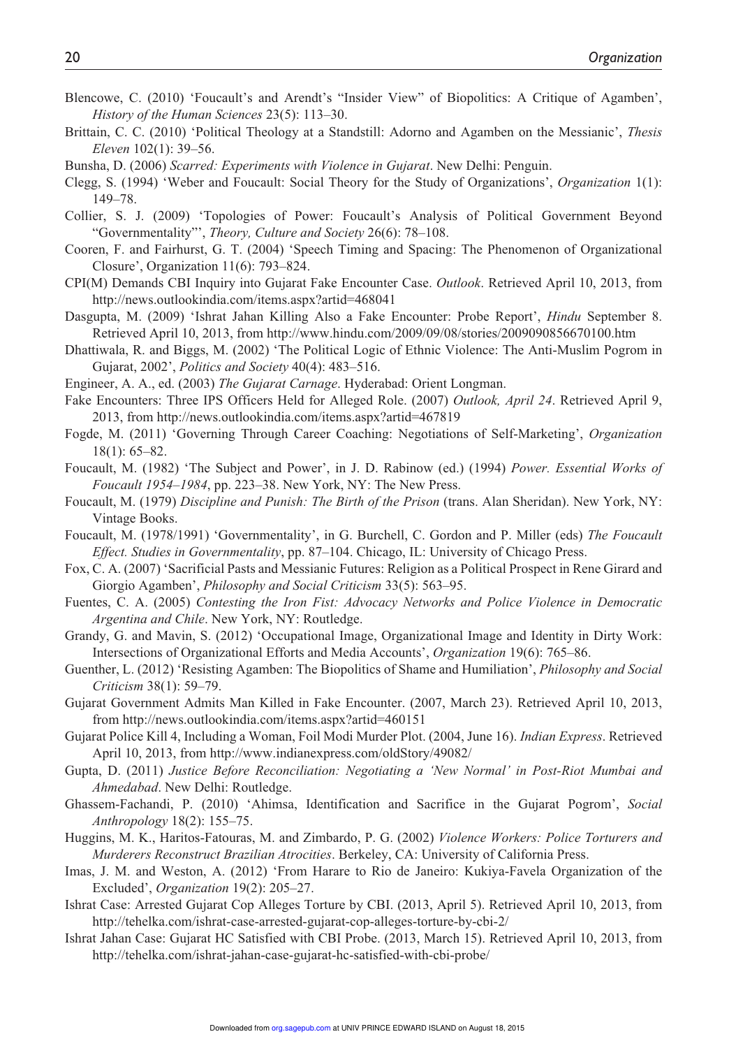Blencowe, C. (2010) ‘Foucault’s and Arendt’s “Insider View” of Biopolitics: A Critique of Agamben’, *History of the Human Sciences* 23(5): 113–30.

Brittain, C. C. (2010) ‘Political Theology at a Standstill: Adorno and Agamben on the Messianic’, *Thesis Eleven* 102(1): 39–56.

Bunsha, D. (2006) *Scarred: Experiments with Violence in Gujarat*. New Delhi: Penguin.

Clegg, S. (1994) ‘Weber and Foucault: Social Theory for the Study of Organizations’, *Organization* 1(1): 149–78.

Collier, S. J. (2009) ‘Topologies of Power: Foucault’s Analysis of Political Government Beyond “Governmentality”’, *Theory, Culture and Society* 26(6): 78–108.

Cooren, F. and Fairhurst, G. T. (2004) ‘Speech Timing and Spacing: The Phenomenon of Organizational Closure’, Organization 11(6): 793–824.

CPI(M) Demands CBI Inquiry into Gujarat Fake Encounter Case. *Outlook*. Retrieved April 10, 2013, from http://news.outlookindia.com/items.aspx?artid=468041

Dasgupta, M. (2009) ‘Ishrat Jahan Killing Also a Fake Encounter: Probe Report’, *Hindu* September 8. Retrieved April 10, 2013, from http://www.hindu.com/2009/09/08/stories/2009090856670100.htm

Dhattiwala, R. and Biggs, M. (2002) ‘The Political Logic of Ethnic Violence: The Anti-Muslim Pogrom in Gujarat, 2002’, *Politics and Society* 40(4): 483–516.

Engineer, A. A., ed. (2003) *The Gujarat Carnage*. Hyderabad: Orient Longman.

Fake Encounters: Three IPS Officers Held for Alleged Role. (2007) *Outlook, April 24*. Retrieved April 9, 2013, from http://news.outlookindia.com/items.aspx?artid=467819

Fogde, M. (2011) ‘Governing Through Career Coaching: Negotiations of Self-Marketing’, *Organization* 18(1): 65–82.

Foucault, M. (1982) ‘The Subject and Power’, in J. D. Rabinow (ed.) (1994) *Power. Essential Works of Foucault 1954–1984*, pp. 223–38. New York, NY: The New Press.

Foucault, M. (1979) *Discipline and Punish: The Birth of the Prison* (trans. Alan Sheridan). New York, NY: Vintage Books.

Foucault, M. (1978/1991) ‘Governmentality’, in G. Burchell, C. Gordon and P. Miller (eds) *The Foucault Effect. Studies in Governmentality*, pp. 87–104. Chicago, IL: University of Chicago Press.

Fox, C. A. (2007) ‘Sacrificial Pasts and Messianic Futures: Religion as a Political Prospect in Rene Girard and Giorgio Agamben’, *Philosophy and Social Criticism* 33(5): 563–95.

Fuentes, C. A. (2005) *Contesting the Iron Fist: Advocacy Networks and Police Violence in Democratic Argentina and Chile*. New York, NY: Routledge.

Grandy, G. and Mavin, S. (2012) ‘Occupational Image, Organizational Image and Identity in Dirty Work: Intersections of Organizational Efforts and Media Accounts’, *Organization* 19(6): 765–86.

Guenther, L. (2012) ‘Resisting Agamben: The Biopolitics of Shame and Humiliation’, *Philosophy and Social Criticism* 38(1): 59–79.

Gujarat Government Admits Man Killed in Fake Encounter. (2007, March 23). Retrieved April 10, 2013, from http://news.outlookindia.com/items.aspx?artid=460151

Gujarat Police Kill 4, Including a Woman, Foil Modi Murder Plot. (2004, June 16). *Indian Express*. Retrieved April 10, 2013, from http://www.indianexpress.com/oldStory/49082/

Gupta, D. (2011) *Justice Before Reconciliation: Negotiating a ‘New Normal’ in Post-Riot Mumbai and Ahmedabad*. New Delhi: Routledge.

Ghassem-Fachandi, P. (2010) ‘Ahimsa, Identification and Sacrifice in the Gujarat Pogrom’, *Social Anthropology* 18(2): 155–75.

Huggins, M. K., Haritos-Fatouras, M. and Zimbardo, P. G. (2002) *Violence Workers: Police Torturers and Murderers Reconstruct Brazilian Atrocities*. Berkeley, CA: University of California Press.

Imas, J. M. and Weston, A. (2012) ‘From Harare to Rio de Janeiro: Kukiya-Favela Organization of the Excluded’, *Organization* 19(2): 205–27.

Ishrat Case: Arrested Gujarat Cop Alleges Torture by CBI. (2013, April 5). Retrieved April 10, 2013, from http://tehelka.com/ishrat-case-arrested-gujarat-cop-alleges-torture-by-cbi-2/

Ishrat Jahan Case: Gujarat HC Satisfied with CBI Probe. (2013, March 15). Retrieved April 10, 2013, from http://tehelka.com/ishrat-jahan-case-gujarat-hc-satisfied-with-cbi-probe/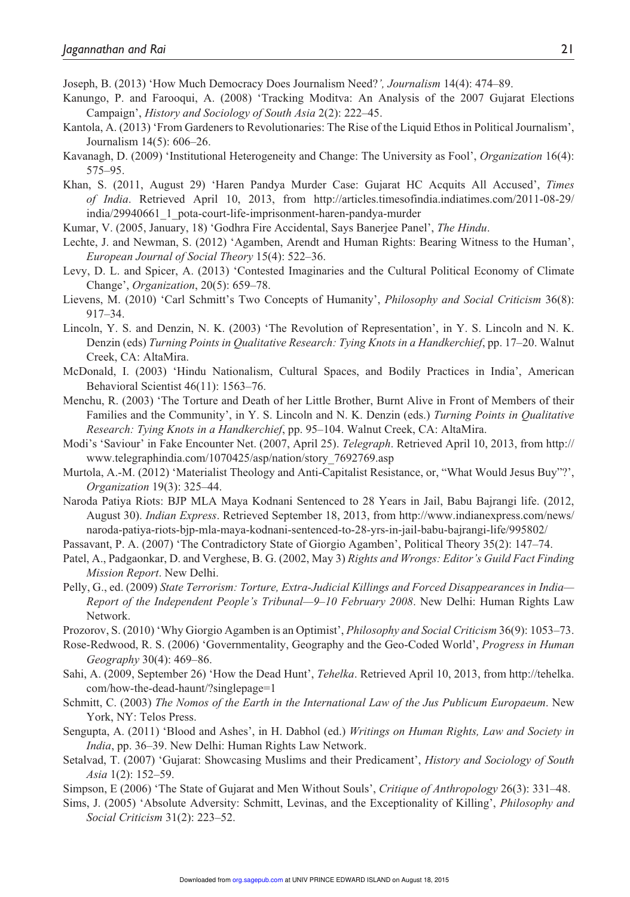Joseph, B. (2013) 'How Much Democracy Does Journalism Need?*',* *Journalism* 14(4): 474–89.

Kanungo, P. and Farooqui, A. (2008) 'Tracking Moditva: An Analysis of the 2007 Gujarat Elections Campaign', *History and Sociology of South Asia* 2(2): 222–45.

Kantola, A. (2013) 'From Gardeners to Revolutionaries: The Rise of the Liquid Ethos in Political Journalism', Journalism 14(5): 606–26.

Kavanagh, D. (2009) 'Institutional Heterogeneity and Change: The University as Fool', *Organization* 16(4): 575–95.

Khan, S. (2011, August 29) 'Haren Pandya Murder Case: Gujarat HC Acquits All Accused', *Times of India*. Retrieved April 10, 2013, from http://articles.timesofindia.indiatimes.com/2011-08-29/india/29940661_1_pota-court-life-imprisonment-haren-pandya-murder

Kumar, V. (2005, January, 18) 'Godhra Fire Accidental, Says Banerjee Panel', *The Hindu*.

Lechte, J. and Newman, S. (2012) 'Agamben, Arendt and Human Rights: Bearing Witness to the Human', *European Journal of Social Theory* 15(4): 522–36.

Levy, D. L. and Spicer, A. (2013) 'Contested Imaginaries and the Cultural Political Economy of Climate Change', *Organization*, 20(5): 659–78.

Lievens, M. (2010) 'Carl Schmitt's Two Concepts of Humanity', *Philosophy and Social Criticism* 36(8): 917–34.

Lincoln, Y. S. and Denzin, N. K. (2003) 'The Revolution of Representation', in Y. S. Lincoln and N. K. Denzin (eds) *Turning Points in Qualitative Research: Tying Knots in a Handkerchief*, pp. 17–20. Walnut Creek, CA: AltaMira.

McDonald, I. (2003) 'Hindu Nationalism, Cultural Spaces, and Bodily Practices in India', American Behavioral Scientist 46(11): 1563–76.

Menchu, R. (2003) 'The Torture and Death of her Little Brother, Burnt Alive in Front of Members of their Families and the Community', in Y. S. Lincoln and N. K. Denzin (eds.) *Turning Points in Qualitative Research: Tying Knots in a Handkerchief*, pp. 95–104. Walnut Creek, CA: AltaMira.

Modi's 'Saviour' in Fake Encounter Net. (2007, April 25). *Telegraph*. Retrieved April 10, 2013, from http://www.telegraphindia.com/1070425/asp/nation/story_7692769.asp

Murtola, A.-M. (2012) 'Materialist Theology and Anti-Capitalist Resistance, or, "What Would Jesus Buy"?', *Organization* 19(3): 325–44.

Naroda Patiya Riots: BJP MLA Maya Kodnani Sentenced to 28 Years in Jail, Babu Bajrangi life. (2012, August 30). *Indian Express*. Retrieved September 18, 2013, from http://www.indianexpress.com/news/naroda-patiya-riots-bjp-mla-maya-kodnani-sentenced-to-28-yrs-in-jail-babu-bajrangi-life/995802/

Passavant, P. A. (2007) 'The Contradictory State of Giorgio Agamben', Political Theory 35(2): 147–74.

Patel, A., Padgaonkar, D. and Verghese, B. G. (2002, May 3) *Rights and Wrongs: Editor's Guild Fact Finding Mission Report*. New Delhi.

Pelly, G., ed. (2009) *State Terrorism: Torture, Extra-Judicial Killings and Forced Disappearances in India—Report of the Independent People's Tribunal—9–10 February 2008*. New Delhi: Human Rights Law Network.

Prozorov, S. (2010) 'Why Giorgio Agamben is an Optimist', *Philosophy and Social Criticism* 36(9): 1053–73.

Rose-Redwood, R. S. (2006) 'Governmentality, Geography and the Geo-Coded World', *Progress in Human Geography* 30(4): 469–86.

Sahi, A. (2009, September 26) 'How the Dead Hunt', *Tehelka*. Retrieved April 10, 2013, from http://tehelka.com/how-the-dead-haunt/?singlepage=1

Schmitt, C. (2003) *The Nomos of the Earth in the International Law of the Jus Publicum Europaeum*. New York, NY: Telos Press.

Sengupta, A. (2011) 'Blood and Ashes', in H. Dabhol (ed.) *Writings on Human Rights, Law and Society in India*, pp. 36–39. New Delhi: Human Rights Law Network.

Setalvad, T. (2007) 'Gujarat: Showcasing Muslims and their Predicament', *History and Sociology of South Asia* 1(2): 152–59.

Simpson, E (2006) 'The State of Gujarat and Men Without Souls', *Critique of Anthropology* 26(3): 331–48.

Sims, J. (2005) 'Absolute Adversity: Schmitt, Levinas, and the Exceptionality of Killing', *Philosophy and Social Criticism* 31(2): 223–52.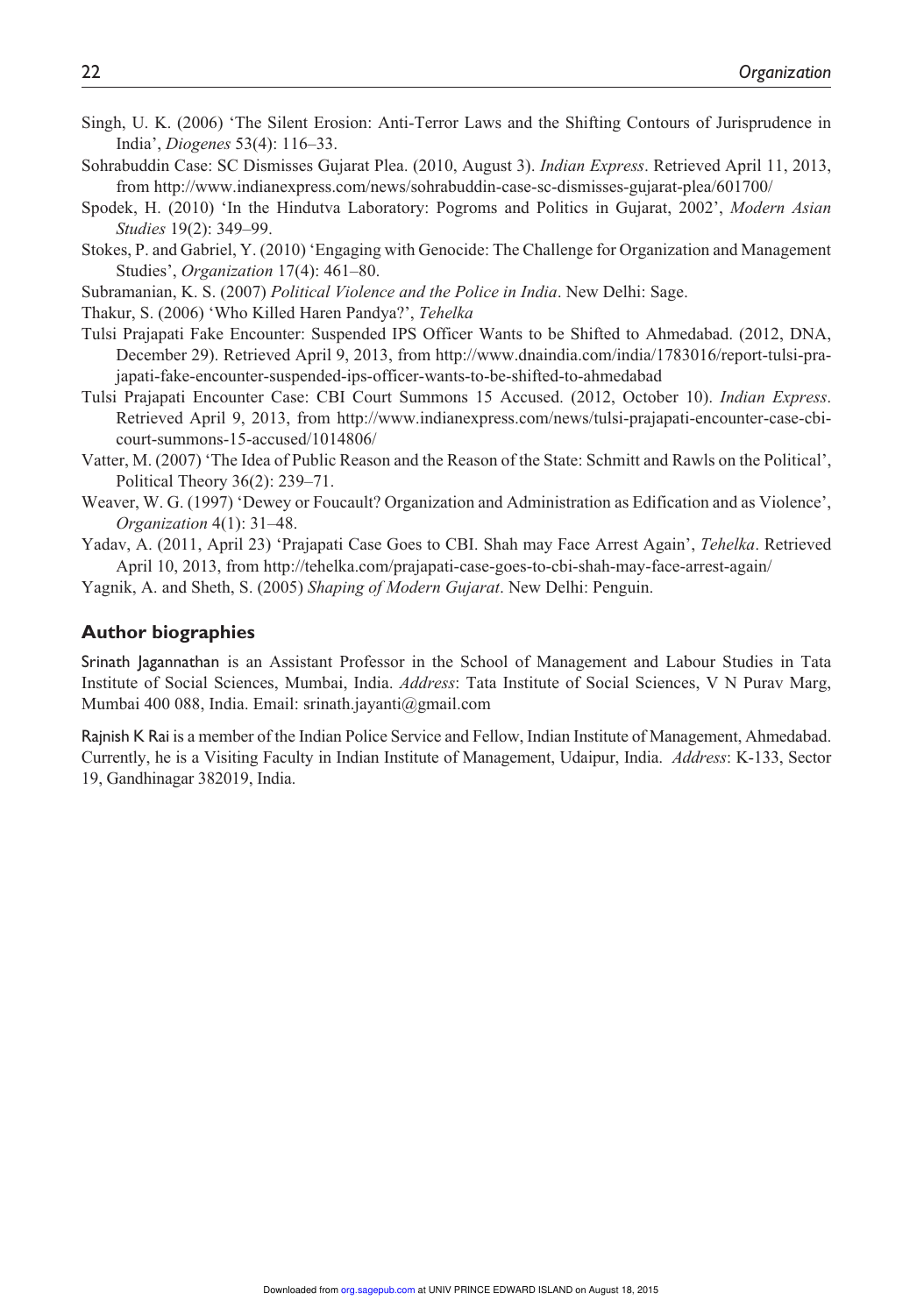Singh, U. K. (2006) 'The Silent Erosion: Anti-Terror Laws and the Shifting Contours of Jurisprudence in India', *Diogenes* 53(4): 116–33.

Sohrabuddin Case: SC Dismisses Gujarat Plea. (2010, August 3). *Indian Express*. Retrieved April 11, 2013, from http://www.indianexpress.com/news/sohrabuddin-case-sc-dismisses-gujarat-plea/601700/

Spodek, H. (2010) 'In the Hindutva Laboratory: Pogroms and Politics in Gujarat, 2002', *Modern Asian Studies* 19(2): 349–99.

Stokes, P. and Gabriel, Y. (2010) 'Engaging with Genocide: The Challenge for Organization and Management Studies', *Organization* 17(4): 461–80.

Subramanian, K. S. (2007) *Political Violence and the Police in India*. New Delhi: Sage.

Thakur, S. (2006) 'Who Killed Haren Pandya?', *Tehelka*

Tulsi Prajapati Fake Encounter: Suspended IPS Officer Wants to be Shifted to Ahmedabad. (2012, DNA, December 29). Retrieved April 9, 2013, from http://www.dnaindia.com/india/1783016/report-tulsi-prajapati-fake-encounter-suspended-ips-officer-wants-to-be-shifted-to-ahmedabad

Tulsi Prajapati Encounter Case: CBI Court Summons 15 Accused. (2012, October 10). *Indian Express*. Retrieved April 9, 2013, from http://www.indianexpress.com/news/tulsi-prajapati-encounter-case-cbi-court-summons-15-accused/1014806/

Vatter, M. (2007) 'The Idea of Public Reason and the Reason of the State: Schmitt and Rawls on the Political', Political Theory 36(2): 239–71.

Weaver, W. G. (1997) 'Dewey or Foucault? Organization and Administration as Edification and as Violence', *Organization* 4(1): 31–48.

Yadav, A. (2011, April 23) 'Prajapati Case Goes to CBI. Shah may Face Arrest Again', *Tehelka*. Retrieved April 10, 2013, from http://tehelka.com/prajapati-case-goes-to-cbi-shah-may-face-arrest-again/

Yagnik, A. and Sheth, S. (2005) *Shaping of Modern Gujarat*. New Delhi: Penguin.

## Author biographies

Srinath Jagannathan is an Assistant Professor in the School of Management and Labour Studies in Tata Institute of Social Sciences, Mumbai, India. *Address*: Tata Institute of Social Sciences, V N Purav Marg, Mumbai 400 088, India. Email: srinath.jayanti@gmail.com

Rajnish K Rai is a member of the Indian Police Service and Fellow, Indian Institute of Management, Ahmedabad. Currently, he is a Visiting Faculty in Indian Institute of Management, Udaipur, India. *Address*: K-133, Sector 19, Gandhinagar 382019, India.